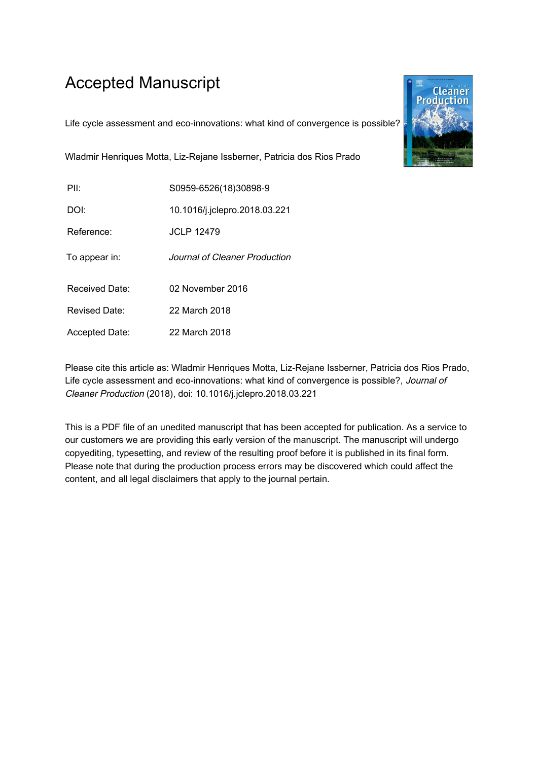# Accepted Manuscript

Life cycle assessment and eco-innovations: what kind of convergence is possible?

Wladmir Henriques Motta, Liz-Rejane Issberner, Patricia dos Rios Prado

| | |
|---|---|
| PII: | S0959-6526(18)30898-9 |
| DOI: | 10.1016/j.jclepro.2018.03.221 |
| Reference: | JCLP 12479 |
| To appear in: | *Journal of Cleaner Production* |
| Received Date: | 02 November 2016 |
| Revised Date: | 22 March 2018 |
| Accepted Date: | 22 March 2018 |

Please cite this article as: Wladmir Henriques Motta, Liz-Rejane Issberner, Patricia dos Rios Prado, Life cycle assessment and eco-innovations: what kind of convergence is possible?, *Journal of Cleaner Production* (2018), doi: 10.1016/j.jclepro.2018.03.221

This is a PDF file of an unedited manuscript that has been accepted for publication. As a service to our customers we are providing this early version of the manuscript. The manuscript will undergo copyediting, typesetting, and review of the resulting proof before it is published in its final form. Please note that during the production process errors may be discovered which could affect the content, and all legal disclaimers that apply to the journal pertain.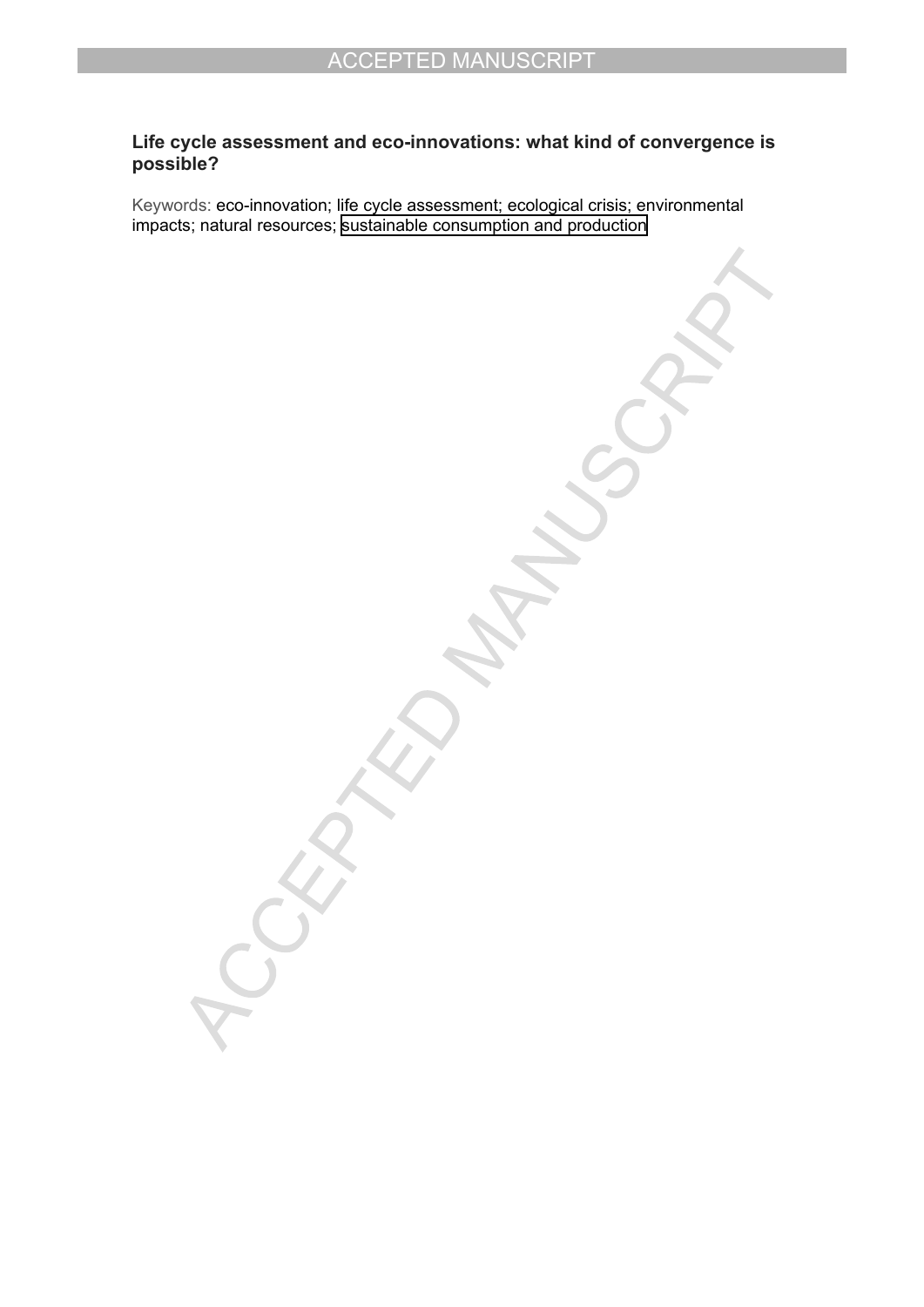**Life cycle assessment and eco-innovations: what kind of convergence is possible?**

Keywords: eco-innovation; life cycle assessment; ecological crisis; environmental impacts; natural resources; sustainable consumption and production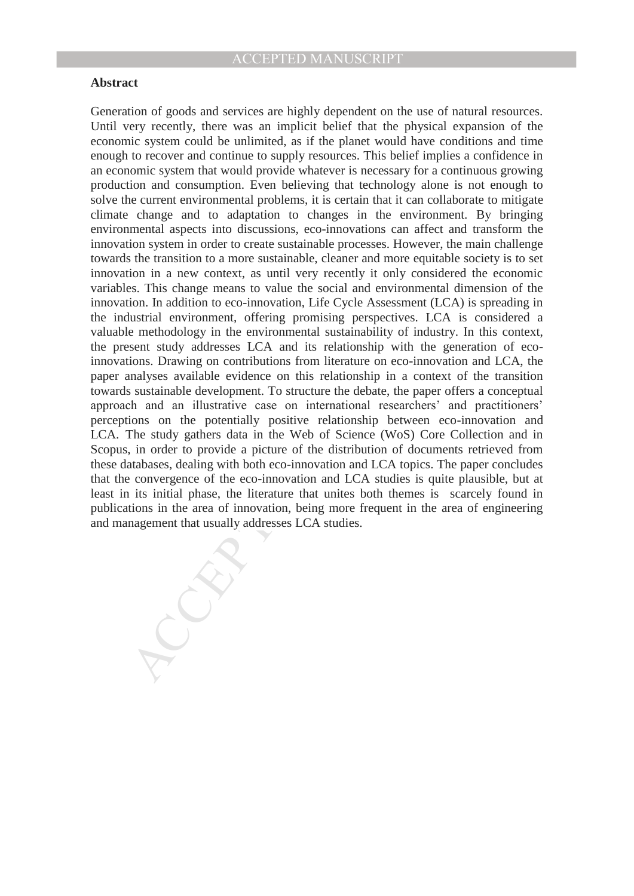**Abstract**

Generation of goods and services are highly dependent on the use of natural resources. Until very recently, there was an implicit belief that the physical expansion of the economic system could be unlimited, as if the planet would have conditions and time enough to recover and continue to supply resources. This belief implies a confidence in an economic system that would provide whatever is necessary for a continuous growing production and consumption. Even believing that technology alone is not enough to solve the current environmental problems, it is certain that it can collaborate to mitigate climate change and to adaptation to changes in the environment. By bringing environmental aspects into discussions, eco-innovations can affect and transform the innovation system in order to create sustainable processes. However, the main challenge towards the transition to a more sustainable, cleaner and more equitable society is to set innovation in a new context, as until very recently it only considered the economic variables. This change means to value the social and environmental dimension of the innovation. In addition to eco-innovation, Life Cycle Assessment (LCA) is spreading in the industrial environment, offering promising perspectives. LCA is considered a valuable methodology in the environmental sustainability of industry. In this context, the present study addresses LCA and its relationship with the generation of eco-innovations. Drawing on contributions from literature on eco-innovation and LCA, the paper analyses available evidence on this relationship in a context of the transition towards sustainable development. To structure the debate, the paper offers a conceptual approach and an illustrative case on international researchers' and practitioners' perceptions on the potentially positive relationship between eco-innovation and LCA. The study gathers data in the Web of Science (WoS) Core Collection and in Scopus, in order to provide a picture of the distribution of documents retrieved from these databases, dealing with both eco-innovation and LCA topics. The paper concludes that the convergence of the eco-innovation and LCA studies is quite plausible, but at least in its initial phase, the literature that unites both themes is scarcely found in publications in the area of innovation, being more frequent in the area of engineering and management that usually addresses LCA studies.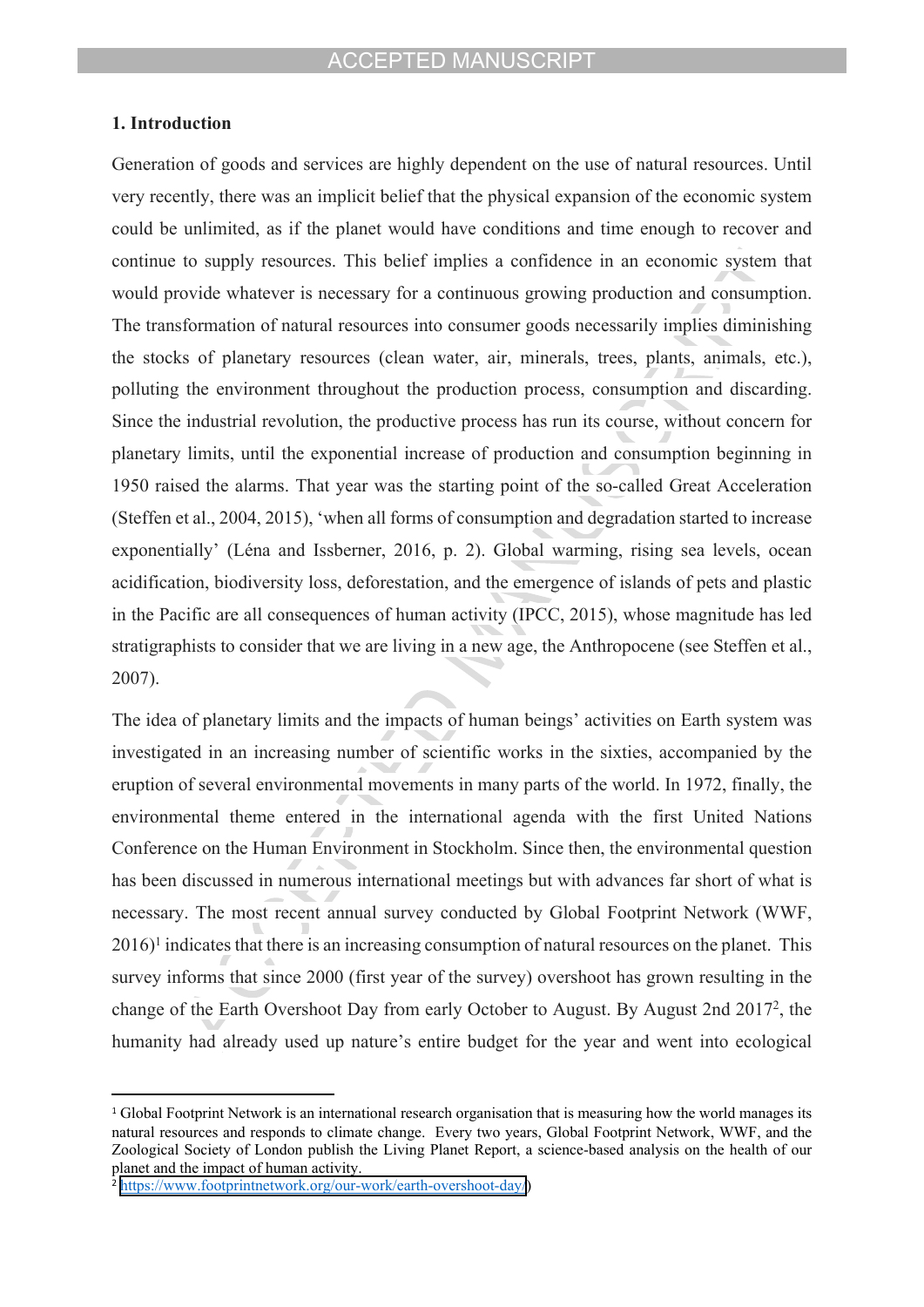## 1. Introduction

Generation of goods and services are highly dependent on the use of natural resources. Until very recently, there was an implicit belief that the physical expansion of the economic system could be unlimited, as if the planet would have conditions and time enough to recover and continue to supply resources. This belief implies a confidence in an economic system that would provide whatever is necessary for a continuous growing production and consumption. The transformation of natural resources into consumer goods necessarily implies diminishing the stocks of planetary resources (clean water, air, minerals, trees, plants, animals, etc.), polluting the environment throughout the production process, consumption and discarding. Since the industrial revolution, the productive process has run its course, without concern for planetary limits, until the exponential increase of production and consumption beginning in 1950 raised the alarms. That year was the starting point of the so-called Great Acceleration (Steffen et al., 2004, 2015), 'when all forms of consumption and degradation started to increase exponentially' (Léna and Issberner, 2016, p. 2). Global warming, rising sea levels, ocean acidification, biodiversity loss, deforestation, and the emergence of islands of pets and plastic in the Pacific are all consequences of human activity (IPCC, 2015), whose magnitude has led stratigraphists to consider that we are living in a new age, the Anthropocene (see Steffen et al., 2007).

The idea of planetary limits and the impacts of human beings' activities on Earth system was investigated in an increasing number of scientific works in the sixties, accompanied by the eruption of several environmental movements in many parts of the world. In 1972, finally, the environmental theme entered in the international agenda with the first United Nations Conference on the Human Environment in Stockholm. Since then, the environmental question has been discussed in numerous international meetings but with advances far short of what is necessary. The most recent annual survey conducted by Global Footprint Network (WWF, 2016)[1] indicates that there is an increasing consumption of natural resources on the planet. This survey informs that since 2000 (first year of the survey) overshoot has grown resulting in the change of the Earth Overshoot Day from early October to August. By August 2nd 2017[2], the humanity had already used up nature's entire budget for the year and went into ecological

[1] Global Footprint Network is an international research organisation that is measuring how the world manages its natural resources and responds to climate change. Every two years, Global Footprint Network, WWF, and the Zoological Society of London publish the Living Planet Report, a science-based analysis on the health of our planet and the impact of human activity.

[2] https://www.footprintnetwork.org/our-work/earth-overshoot-day/)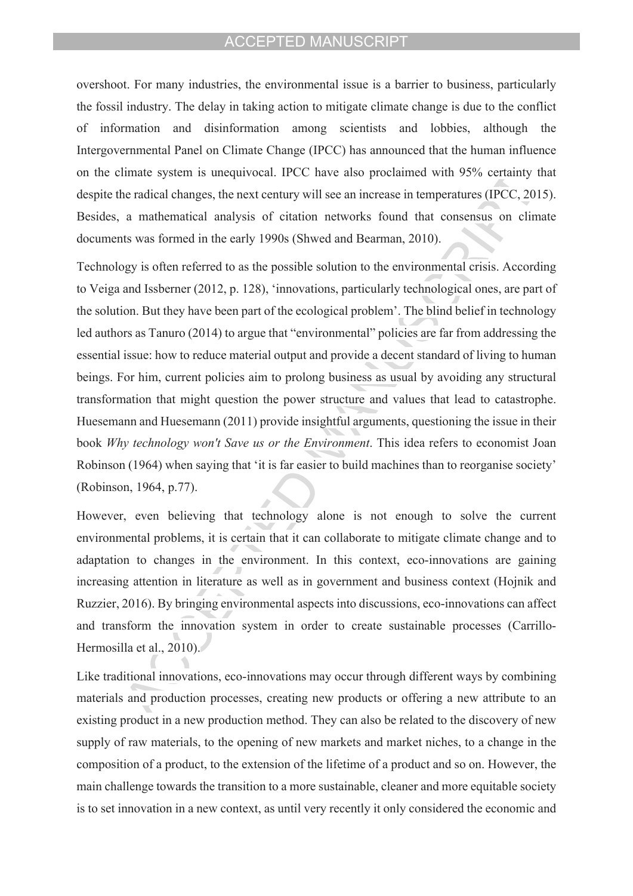overshoot. For many industries, the environmental issue is a barrier to business, particularly the fossil industry. The delay in taking action to mitigate climate change is due to the conflict of information and disinformation among scientists and lobbies, although the Intergovernmental Panel on Climate Change (IPCC) has announced that the human influence on the climate system is unequivocal. IPCC have also proclaimed with 95% certainty that despite the radical changes, the next century will see an increase in temperatures (IPCC, 2015). Besides, a mathematical analysis of citation networks found that consensus on climate documents was formed in the early 1990s (Shwed and Bearman, 2010).

Technology is often referred to as the possible solution to the environmental crisis. According to Veiga and Issberner (2012, p. 128), 'innovations, particularly technological ones, are part of the solution. But they have been part of the ecological problem'. The blind belief in technology led authors as Tanuro (2014) to argue that "environmental" policies are far from addressing the essential issue: how to reduce material output and provide a decent standard of living to human beings. For him, current policies aim to prolong business as usual by avoiding any structural transformation that might question the power structure and values that lead to catastrophe. Huesemann and Huesemann (2011) provide insightful arguments, questioning the issue in their book *Why technology won't Save us or the Environment*. This idea refers to economist Joan Robinson (1964) when saying that 'it is far easier to build machines than to reorganise society' (Robinson, 1964, p.77).

However, even believing that technology alone is not enough to solve the current environmental problems, it is certain that it can collaborate to mitigate climate change and to adaptation to changes in the environment. In this context, eco-innovations are gaining increasing attention in literature as well as in government and business context (Hojnik and Ruzzier, 2016). By bringing environmental aspects into discussions, eco-innovations can affect and transform the innovation system in order to create sustainable processes (Carrillo-Hermosilla et al., 2010).

Like traditional innovations, eco-innovations may occur through different ways by combining materials and production processes, creating new products or offering a new attribute to an existing product in a new production method. They can also be related to the discovery of new supply of raw materials, to the opening of new markets and market niches, to a change in the composition of a product, to the extension of the lifetime of a product and so on. However, the main challenge towards the transition to a more sustainable, cleaner and more equitable society is to set innovation in a new context, as until very recently it only considered the economic and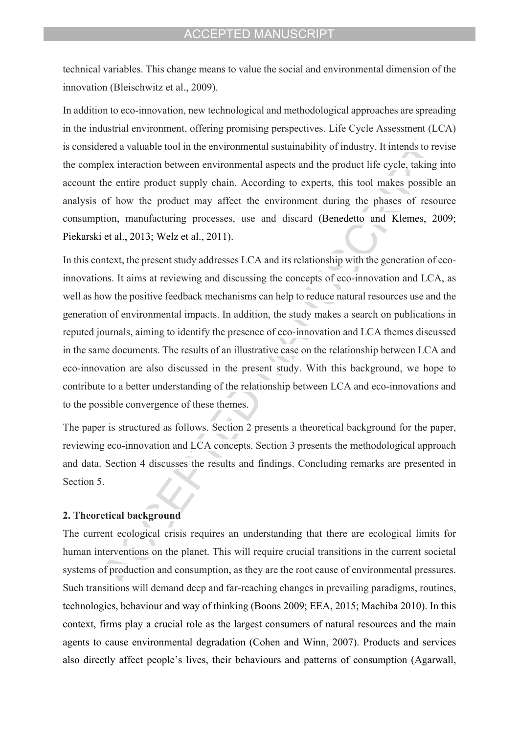technical variables. This change means to value the social and environmental dimension of the innovation (Bleischwitz et al., 2009).

In addition to eco-innovation, new technological and methodological approaches are spreading in the industrial environment, offering promising perspectives. Life Cycle Assessment (LCA) is considered a valuable tool in the environmental sustainability of industry. It intends to revise the complex interaction between environmental aspects and the product life cycle, taking into account the entire product supply chain. According to experts, this tool makes possible an analysis of how the product may affect the environment during the phases of resource consumption, manufacturing processes, use and discard (Benedetto and Klemes, 2009; Piekarski et al., 2013; Welz et al., 2011).

In this context, the present study addresses LCA and its relationship with the generation of eco-innovations. It aims at reviewing and discussing the concepts of eco-innovation and LCA, as well as how the positive feedback mechanisms can help to reduce natural resources use and the generation of environmental impacts. In addition, the study makes a search on publications in reputed journals, aiming to identify the presence of eco-innovation and LCA themes discussed in the same documents. The results of an illustrative case on the relationship between LCA and eco-innovation are also discussed in the present study. With this background, we hope to contribute to a better understanding of the relationship between LCA and eco-innovations and to the possible convergence of these themes.

The paper is structured as follows. Section 2 presents a theoretical background for the paper, reviewing eco-innovation and LCA concepts. Section 3 presents the methodological approach and data. Section 4 discusses the results and findings. Concluding remarks are presented in Section 5.

## 2. Theoretical background

The current ecological crisis requires an understanding that there are ecological limits for human interventions on the planet. This will require crucial transitions in the current societal systems of production and consumption, as they are the root cause of environmental pressures. Such transitions will demand deep and far-reaching changes in prevailing paradigms, routines, technologies, behaviour and way of thinking (Boons 2009; EEA, 2015; Machiba 2010). In this context, firms play a crucial role as the largest consumers of natural resources and the main agents to cause environmental degradation (Cohen and Winn, 2007). Products and services also directly affect people's lives, their behaviours and patterns of consumption (Agarwall,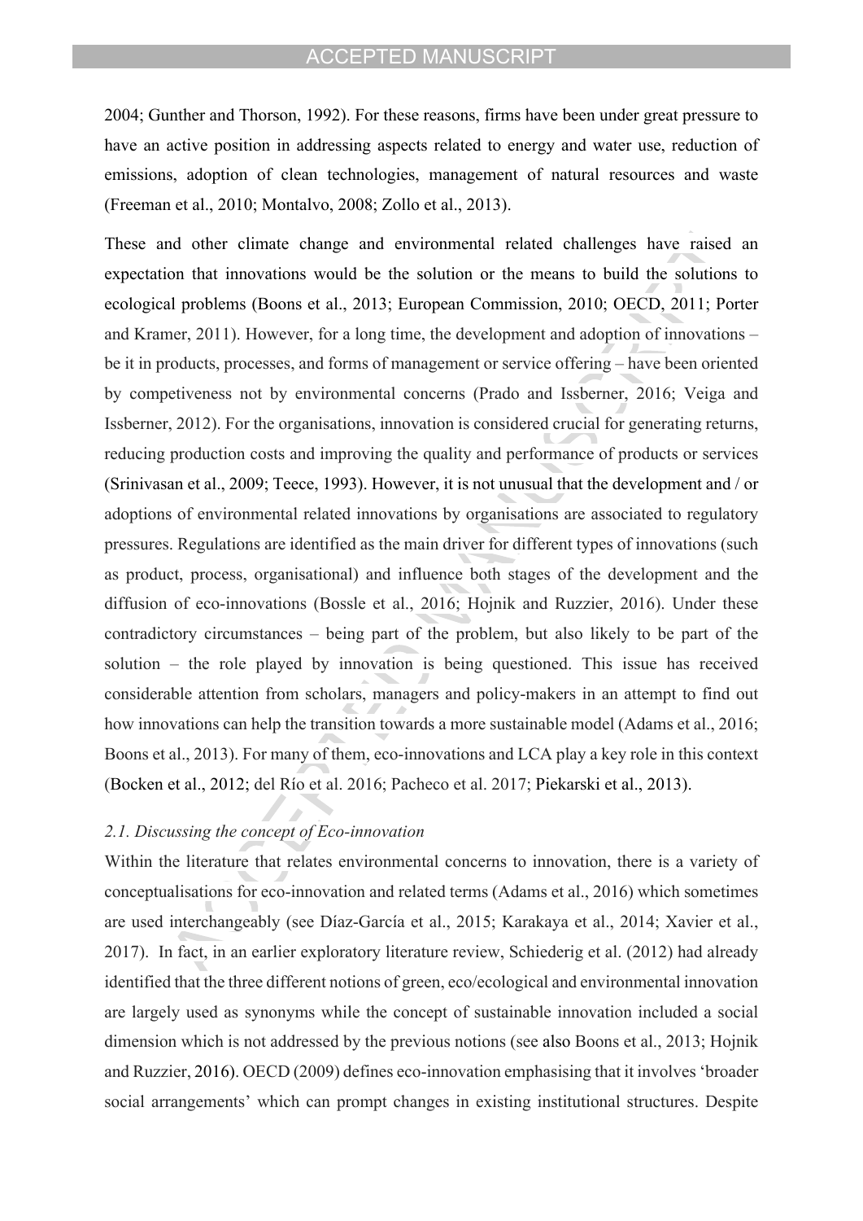2004; Gunther and Thorson, 1992). For these reasons, firms have been under great pressure to have an active position in addressing aspects related to energy and water use, reduction of emissions, adoption of clean technologies, management of natural resources and waste (Freeman et al., 2010; Montalvo, 2008; Zollo et al., 2013).

These and other climate change and environmental related challenges have raised an expectation that innovations would be the solution or the means to build the solutions to ecological problems (Boons et al., 2013; European Commission, 2010; OECD, 2011; Porter and Kramer, 2011). However, for a long time, the development and adoption of innovations – be it in products, processes, and forms of management or service offering – have been oriented by competiveness not by environmental concerns (Prado and Issberner, 2016; Veiga and Issberner, 2012). For the organisations, innovation is considered crucial for generating returns, reducing production costs and improving the quality and performance of products or services (Srinivasan et al., 2009; Teece, 1993). However, it is not unusual that the development and / or adoptions of environmental related innovations by organisations are associated to regulatory pressures. Regulations are identified as the main driver for different types of innovations (such as product, process, organisational) and influence both stages of the development and the diffusion of eco-innovations (Bossle et al., 2016; Hojnik and Ruzzier, 2016). Under these contradictory circumstances – being part of the problem, but also likely to be part of the solution – the role played by innovation is being questioned. This issue has received considerable attention from scholars, managers and policy-makers in an attempt to find out how innovations can help the transition towards a more sustainable model (Adams et al., 2016; Boons et al., 2013). For many of them, eco-innovations and LCA play a key role in this context (Bocken et al., 2012; del Río et al. 2016; Pacheco et al. 2017; Piekarski et al., 2013).

### *2.1. Discussing the concept of Eco-innovation*

Within the literature that relates environmental concerns to innovation, there is a variety of conceptualisations for eco-innovation and related terms (Adams et al., 2016) which sometimes are used interchangeably (see Díaz-García et al., 2015; Karakaya et al., 2014; Xavier et al., 2017). In fact, in an earlier exploratory literature review, Schiederig et al. (2012) had already identified that the three different notions of green, eco/ecological and environmental innovation are largely used as synonyms while the concept of sustainable innovation included a social dimension which is not addressed by the previous notions (see also Boons et al., 2013; Hojnik and Ruzzier, 2016). OECD (2009) defines eco-innovation emphasising that it involves 'broader social arrangements' which can prompt changes in existing institutional structures. Despite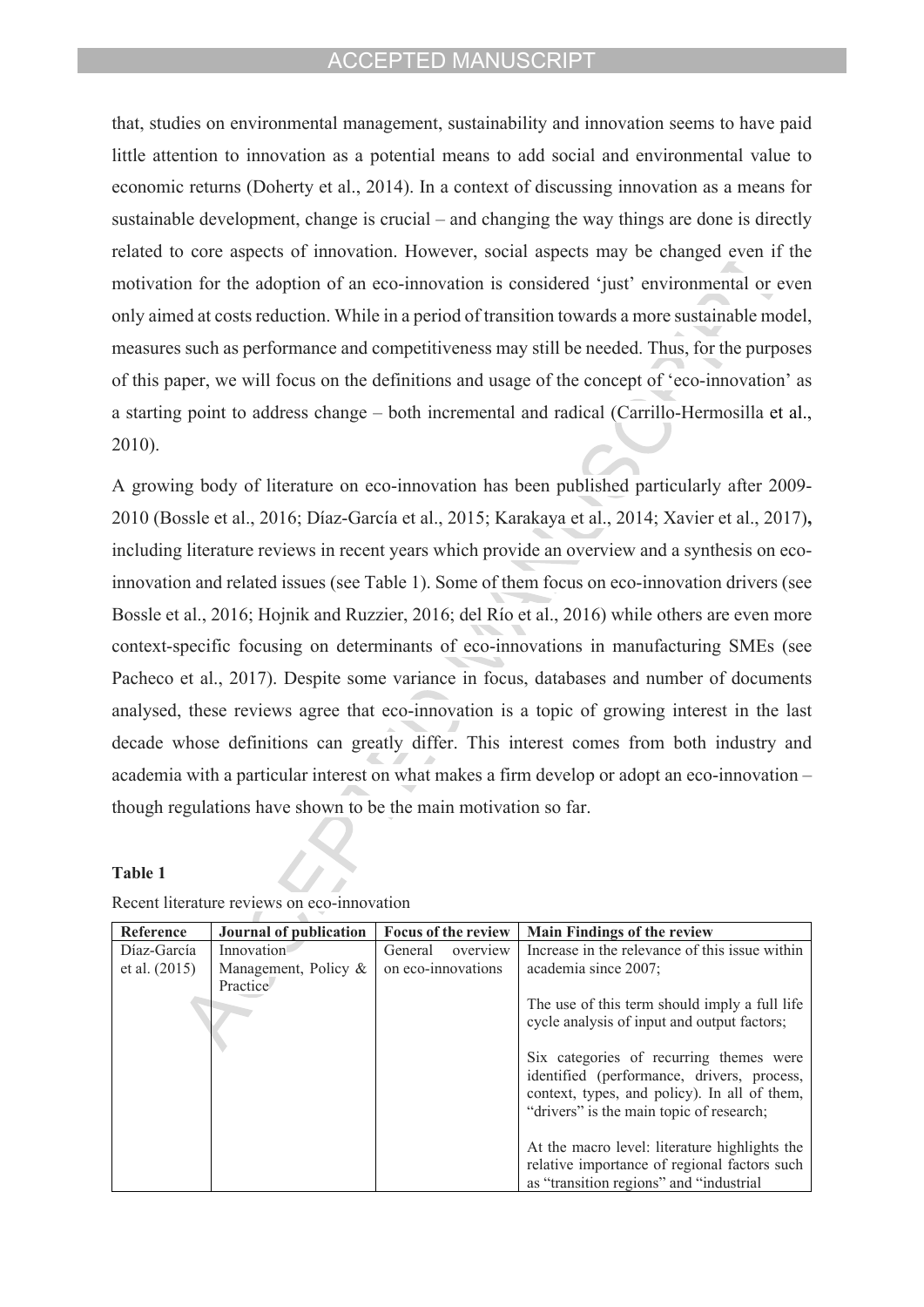that, studies on environmental management, sustainability and innovation seems to have paid little attention to innovation as a potential means to add social and environmental value to economic returns (Doherty et al., 2014). In a context of discussing innovation as a means for sustainable development, change is crucial – and changing the way things are done is directly related to core aspects of innovation. However, social aspects may be changed even if the motivation for the adoption of an eco-innovation is considered 'just' environmental or even only aimed at costs reduction. While in a period of transition towards a more sustainable model, measures such as performance and competitiveness may still be needed. Thus, for the purposes of this paper, we will focus on the definitions and usage of the concept of 'eco-innovation' as a starting point to address change – both incremental and radical (Carrillo-Hermosilla et al., 2010).

A growing body of literature on eco-innovation has been published particularly after 2009-2010 (Bossle et al., 2016; Díaz-García et al., 2015; Karakaya et al., 2014; Xavier et al., 2017), including literature reviews in recent years which provide an overview and a synthesis on eco-innovation and related issues (see Table 1). Some of them focus on eco-innovation drivers (see Bossle et al., 2016; Hojnik and Ruzzier, 2016; del Río et al., 2016) while others are even more context-specific focusing on determinants of eco-innovations in manufacturing SMEs (see Pacheco et al., 2017). Despite some variance in focus, databases and number of documents analysed, these reviews agree that eco-innovation is a topic of growing interest in the last decade whose definitions can greatly differ. This interest comes from both industry and academia with a particular interest on what makes a firm develop or adopt an eco-innovation – though regulations have shown to be the main motivation so far.

**Table 1**

Recent literature reviews on eco-innovation

| Reference | Journal of publication | Focus of the review | Main Findings of the review |
|---|---|---|---|
| Díaz-García et al. (2015) | Innovation Management, Policy & Practice | General overview on eco-innovations | Increase in the relevance of this issue within academia since 2007;<br><br>The use of this term should imply a full life cycle analysis of input and output factors;<br><br>Six categories of recurring themes were identified (performance, drivers, process, context, types, and policy). In all of them, "drivers" is the main topic of research;<br><br>At the macro level: literature highlights the relative importance of regional factors such as "transition regions" and "industrial |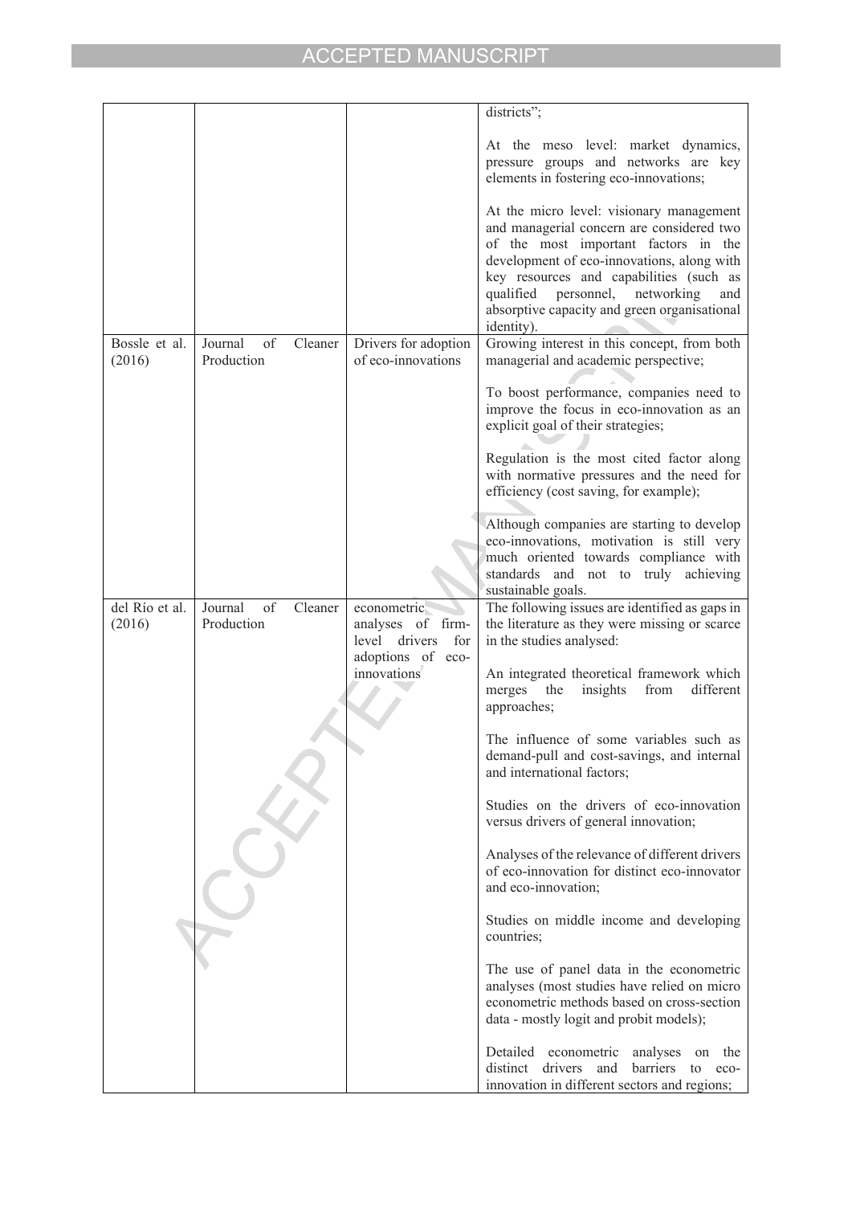|  |  |  | districts";<br><br>At the meso level: market dynamics, pressure groups and networks are key elements in fostering eco-innovations;<br><br>At the micro level: visionary management and managerial concern are considered two of the most important factors in the development of eco-innovations, along with key resources and capabilities (such as qualified personnel, networking and absorptive capacity and green organisational identity). |
|---|---|---|---|
| Bossle et al. (2016) | Journal of Cleaner Production | Drivers for adoption of eco-innovations | Growing interest in this concept, from both managerial and academic perspective;<br><br>To boost performance, companies need to improve the focus in eco-innovation as an explicit goal of their strategies;<br><br>Regulation is the most cited factor along with normative pressures and the need for efficiency (cost saving, for example);<br><br>Although companies are starting to develop eco-innovations, motivation is still very much oriented towards compliance with standards and not to truly achieving sustainable goals. |
| del Río et al. (2016) | Journal of Cleaner Production | econometric analyses of firm-level drivers for adoptions of eco-innovations | The following issues are identified as gaps in the literature as they were missing or scarce in the studies analysed:<br><br>An integrated theoretical framework which merges the insights from different approaches;<br><br>The influence of some variables such as demand-pull and cost-savings, and internal and international factors;<br><br>Studies on the drivers of eco-innovation versus drivers of general innovation;<br><br>Analyses of the relevance of different drivers of eco-innovation for distinct eco-innovator and eco-innovation;<br><br>Studies on middle income and developing countries;<br><br>The use of panel data in the econometric analyses (most studies have relied on micro econometric methods based on cross-section data - mostly logit and probit models);<br><br>Detailed econometric analyses on the distinct drivers and barriers to eco-innovation in different sectors and regions; |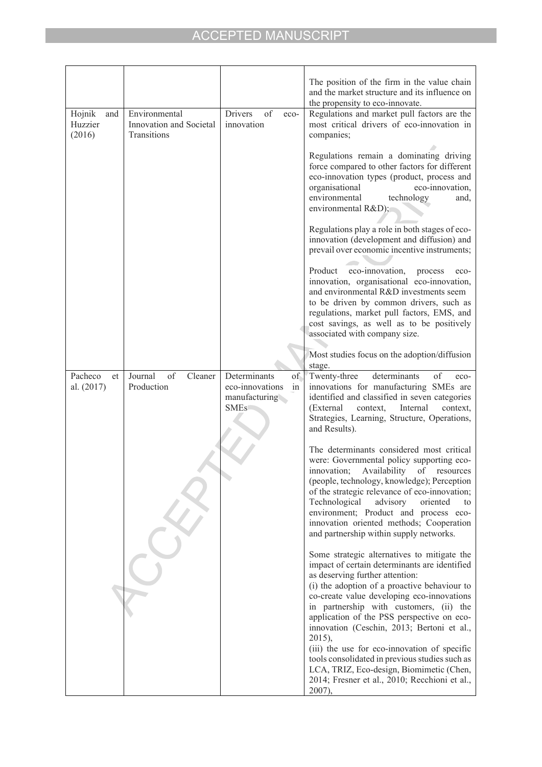| | | | |
|---|---|---|---|
| | | | The position of the firm in the value chain and the market structure and its influence on the propensity to eco-innovate. |
| Hojnik and Huzzier (2016) | Environmental Innovation and Societal Transitions | Drivers of eco-innovation | Regulations and market pull factors are the most critical drivers of eco-innovation in companies;<br><br>Regulations remain a dominating driving force compared to other factors for different eco-innovation types (product, process and organisational eco-innovation, environmental technology and, environmental R&D);<br><br>Regulations play a role in both stages of eco-innovation (development and diffusion) and prevail over economic incentive instruments;<br><br>Product eco-innovation, process eco-innovation, organisational eco-innovation, and environmental R&D investments seem to be driven by common drivers, such as regulations, market pull factors, EMS, and cost savings, as well as to be positively associated with company size.<br><br>Most studies focus on the adoption/diffusion stage. |
| Pacheco et al. (2017) | Journal of Cleaner Production | Determinants of eco-innovations in manufacturing SMEs | Twenty-three determinants of eco-innovations for manufacturing SMEs are identified and classified in seven categories (External context, Internal context, Strategies, Learning, Structure, Operations, and Results).<br><br>The determinants considered most critical were: Governmental policy supporting eco-innovation; Availability of resources (people, technology, knowledge); Perception of the strategic relevance of eco-innovation; Technological advisory oriented to environment; Product and process eco-innovation oriented methods; Cooperation and partnership within supply networks.<br><br>Some strategic alternatives to mitigate the impact of certain determinants are identified as deserving further attention:<br>(i) the adoption of a proactive behaviour to co-create value developing eco-innovations in partnership with customers, (ii) the application of the PSS perspective on eco-innovation (Ceschin, 2013; Bertoni et al., 2015),<br>(iii) the use for eco-innovation of specific tools consolidated in previous studies such as LCA, TRIZ, Eco-design, Biomimetic (Chen, 2014; Fresner et al., 2010; Recchioni et al., 2007), |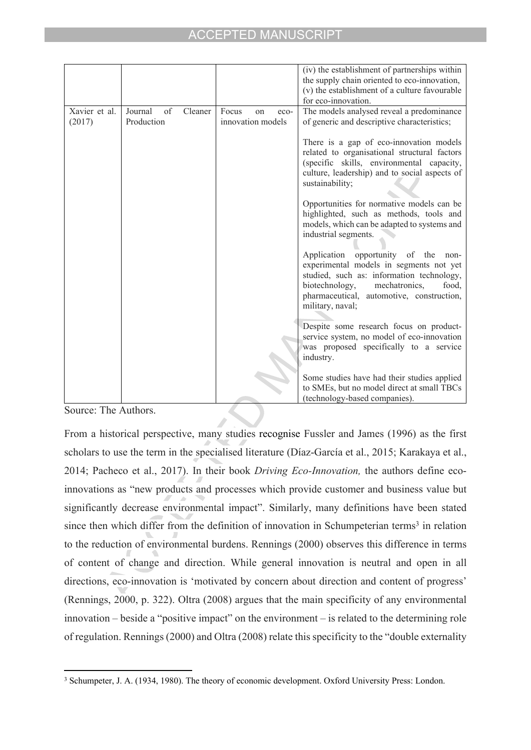| | | | (iv) the establishment of partnerships within the supply chain oriented to eco-innovation, (v) the establishment of a culture favourable for eco-innovation. |
|---|---|---|---|
| Xavier et al. (2017) | Journal of Cleaner Production | Focus on eco-innovation models | The models analysed reveal a predominance of generic and descriptive characteristics;<br><br>There is a gap of eco-innovation models related to organisational structural factors (specific skills, environmental capacity, culture, leadership) and to social aspects of sustainability;<br><br>Opportunities for normative models can be highlighted, such as methods, tools and models, which can be adapted to systems and industrial segments.<br><br>Application opportunity of the non-experimental models in segments not yet studied, such as: information technology, biotechnology, mechatronics, food, pharmaceutical, automotive, construction, military, naval;<br><br>Despite some research focus on product-service system, no model of eco-innovation was proposed specifically to a service industry.<br><br>Some studies have had their studies applied to SMEs, but no model direct at small TBCs (technology-based companies). |

Source: The Authors.

From a historical perspective, many studies recognise Fussler and James (1996) as the first scholars to use the term in the specialised literature (Díaz-García et al., 2015; Karakaya et al., 2014; Pacheco et al., 2017). In their book *Driving Eco-Innovation,* the authors define eco-innovations as "new products and processes which provide customer and business value but significantly decrease environmental impact". Similarly, many definitions have been stated since then which differ from the definition of innovation in Schumpeterian terms[3] in relation to the reduction of environmental burdens. Rennings (2000) observes this difference in terms of content of change and direction. While general innovation is neutral and open in all directions, eco-innovation is 'motivated by concern about direction and content of progress' (Rennings, 2000, p. 322). Oltra (2008) argues that the main specificity of any environmental innovation – beside a "positive impact" on the environment – is related to the determining role of regulation. Rennings (2000) and Oltra (2008) relate this specificity to the "double externality

[3] Schumpeter, J. A. (1934, 1980). The theory of economic development. Oxford University Press: London.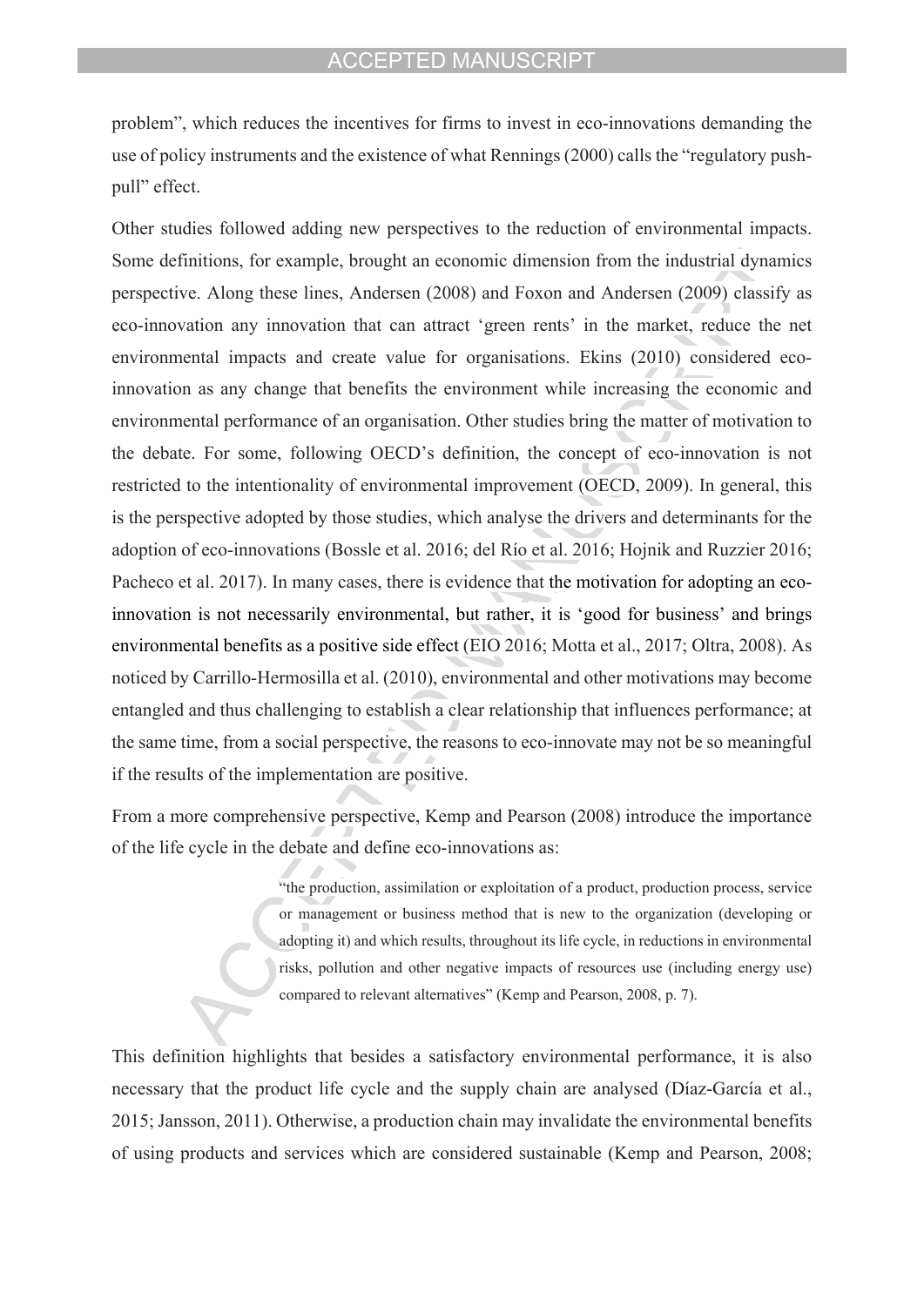problem", which reduces the incentives for firms to invest in eco-innovations demanding the use of policy instruments and the existence of what Rennings (2000) calls the "regulatory push-pull" effect.

Other studies followed adding new perspectives to the reduction of environmental impacts. Some definitions, for example, brought an economic dimension from the industrial dynamics perspective. Along these lines, Andersen (2008) and Foxon and Andersen (2009) classify as eco-innovation any innovation that can attract 'green rents' in the market, reduce the net environmental impacts and create value for organisations. Ekins (2010) considered eco-innovation as any change that benefits the environment while increasing the economic and environmental performance of an organisation. Other studies bring the matter of motivation to the debate. For some, following OECD's definition, the concept of eco-innovation is not restricted to the intentionality of environmental improvement (OECD, 2009). In general, this is the perspective adopted by those studies, which analyse the drivers and determinants for the adoption of eco-innovations (Bossle et al. 2016; del Río et al. 2016; Hojnik and Ruzzier 2016; Pacheco et al. 2017). In many cases, there is evidence that the motivation for adopting an eco-innovation is not necessarily environmental, but rather, it is 'good for business' and brings environmental benefits as a positive side effect (EIO 2016; Motta et al., 2017; Oltra, 2008). As noticed by Carrillo-Hermosilla et al. (2010), environmental and other motivations may become entangled and thus challenging to establish a clear relationship that influences performance; at the same time, from a social perspective, the reasons to eco-innovate may not be so meaningful if the results of the implementation are positive.

From a more comprehensive perspective, Kemp and Pearson (2008) introduce the importance of the life cycle in the debate and define eco-innovations as:

> "the production, assimilation or exploitation of a product, production process, service or management or business method that is new to the organization (developing or adopting it) and which results, throughout its life cycle, in reductions in environmental risks, pollution and other negative impacts of resources use (including energy use) compared to relevant alternatives" (Kemp and Pearson, 2008, p. 7).

This definition highlights that besides a satisfactory environmental performance, it is also necessary that the product life cycle and the supply chain are analysed (Díaz-García et al., 2015; Jansson, 2011). Otherwise, a production chain may invalidate the environmental benefits of using products and services which are considered sustainable (Kemp and Pearson, 2008;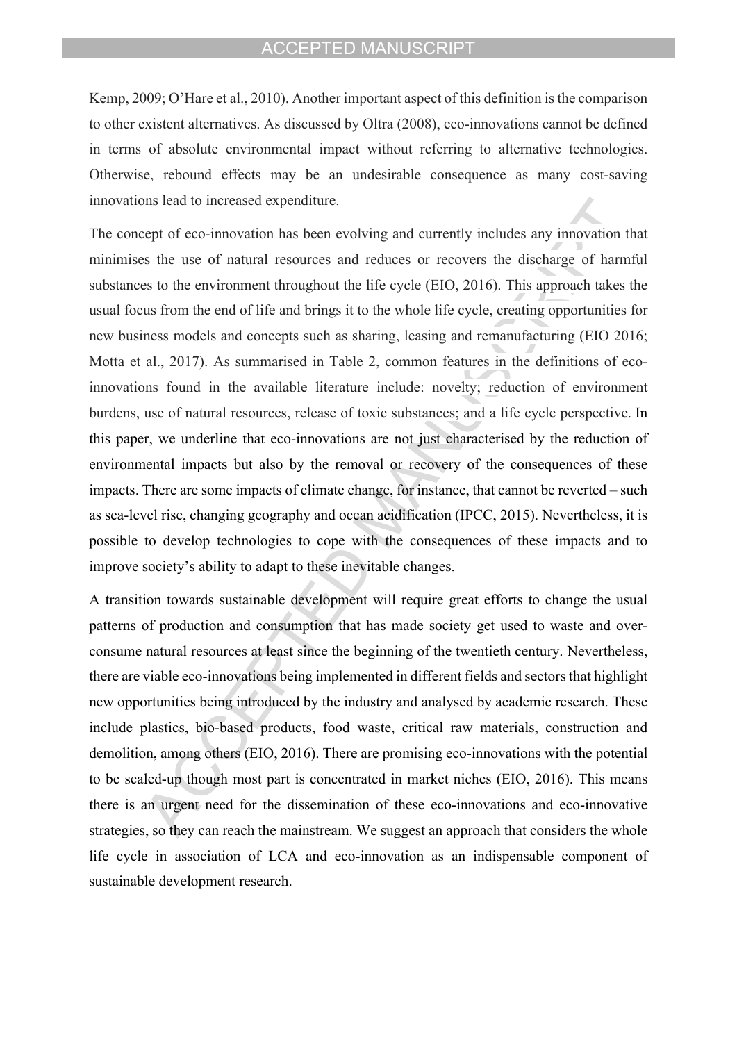Kemp, 2009; O'Hare et al., 2010). Another important aspect of this definition is the comparison to other existent alternatives. As discussed by Oltra (2008), eco-innovations cannot be defined in terms of absolute environmental impact without referring to alternative technologies. Otherwise, rebound effects may be an undesirable consequence as many cost-saving innovations lead to increased expenditure.

The concept of eco-innovation has been evolving and currently includes any innovation that minimises the use of natural resources and reduces or recovers the discharge of harmful substances to the environment throughout the life cycle (EIO, 2016). This approach takes the usual focus from the end of life and brings it to the whole life cycle, creating opportunities for new business models and concepts such as sharing, leasing and remanufacturing (EIO 2016; Motta et al., 2017). As summarised in Table 2, common features in the definitions of eco-innovations found in the available literature include: novelty; reduction of environment burdens, use of natural resources, release of toxic substances; and a life cycle perspective. In this paper, we underline that eco-innovations are not just characterised by the reduction of environmental impacts but also by the removal or recovery of the consequences of these impacts. There are some impacts of climate change, for instance, that cannot be reverted – such as sea-level rise, changing geography and ocean acidification (IPCC, 2015). Nevertheless, it is possible to develop technologies to cope with the consequences of these impacts and to improve society's ability to adapt to these inevitable changes.

A transition towards sustainable development will require great efforts to change the usual patterns of production and consumption that has made society get used to waste and over-consume natural resources at least since the beginning of the twentieth century. Nevertheless, there are viable eco-innovations being implemented in different fields and sectors that highlight new opportunities being introduced by the industry and analysed by academic research. These include plastics, bio-based products, food waste, critical raw materials, construction and demolition, among others (EIO, 2016). There are promising eco-innovations with the potential to be scaled-up though most part is concentrated in market niches (EIO, 2016). This means there is an urgent need for the dissemination of these eco-innovations and eco-innovative strategies, so they can reach the mainstream. We suggest an approach that considers the whole life cycle in association of LCA and eco-innovation as an indispensable component of sustainable development research.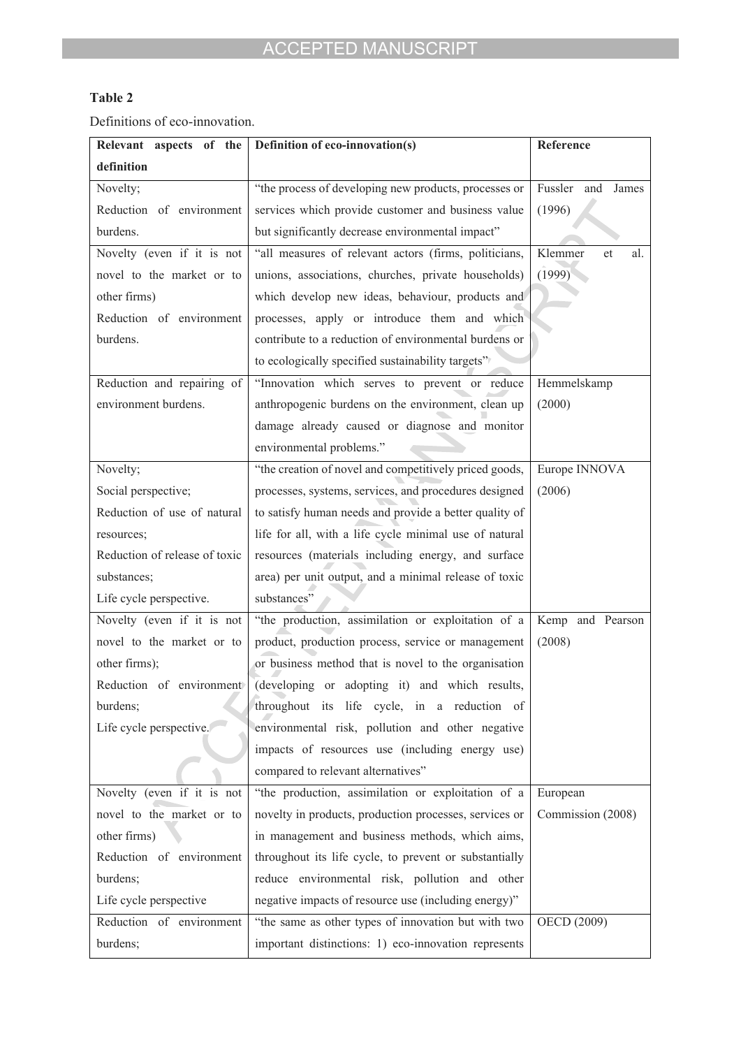**Table 2**

Definitions of eco-innovation.

| Relevant aspects of the definition | Definition of eco-innovation(s) | Reference |
|---|---|---|
| Novelty;<br>Reduction of environment burdens. | "the process of developing new products, processes or services which provide customer and business value but significantly decrease environmental impact" | Fussler and James (1996) |
| Novelty (even if it is not novel to the market or to other firms)<br>Reduction of environment burdens. | "all measures of relevant actors (firms, politicians, unions, associations, churches, private households) which develop new ideas, behaviour, products and processes, apply or introduce them and which contribute to a reduction of environmental burdens or to ecologically specified sustainability targets" | Klemmer et al. (1999) |
| Reduction and repairing of environment burdens. | "Innovation which serves to prevent or reduce anthropogenic burdens on the environment, clean up damage already caused or diagnose and monitor environmental problems." | Hemmelskamp (2000) |
| Novelty;<br>Social perspective;<br>Reduction of use of natural resources;<br>Reduction of release of toxic substances;<br>Life cycle perspective. | "the creation of novel and competitively priced goods, processes, systems, services, and procedures designed to satisfy human needs and provide a better quality of life for all, with a life cycle minimal use of natural resources (materials including energy, and surface area) per unit output, and a minimal release of toxic substances" | Europe INNOVA (2006) |
| Novelty (even if it is not novel to the market or to other firms);<br>Reduction of environment burdens;<br>Life cycle perspective. | "the production, assimilation or exploitation of a product, production process, service or management or business method that is novel to the organisation (developing or adopting it) and which results, throughout its life cycle, in a reduction of environmental risk, pollution and other negative impacts of resources use (including energy use) compared to relevant alternatives" | Kemp and Pearson (2008) |
| Novelty (even if it is not novel to the market or to other firms)<br>Reduction of environment burdens;<br>Life cycle perspective | "the production, assimilation or exploitation of a novelty in products, production processes, services or in management and business methods, which aims, throughout its life cycle, to prevent or substantially reduce environmental risk, pollution and other negative impacts of resource use (including energy)" | European Commission (2008) |
| Reduction of environment burdens; | "the same as other types of innovation but with two important distinctions: 1) eco-innovation represents | OECD (2009) |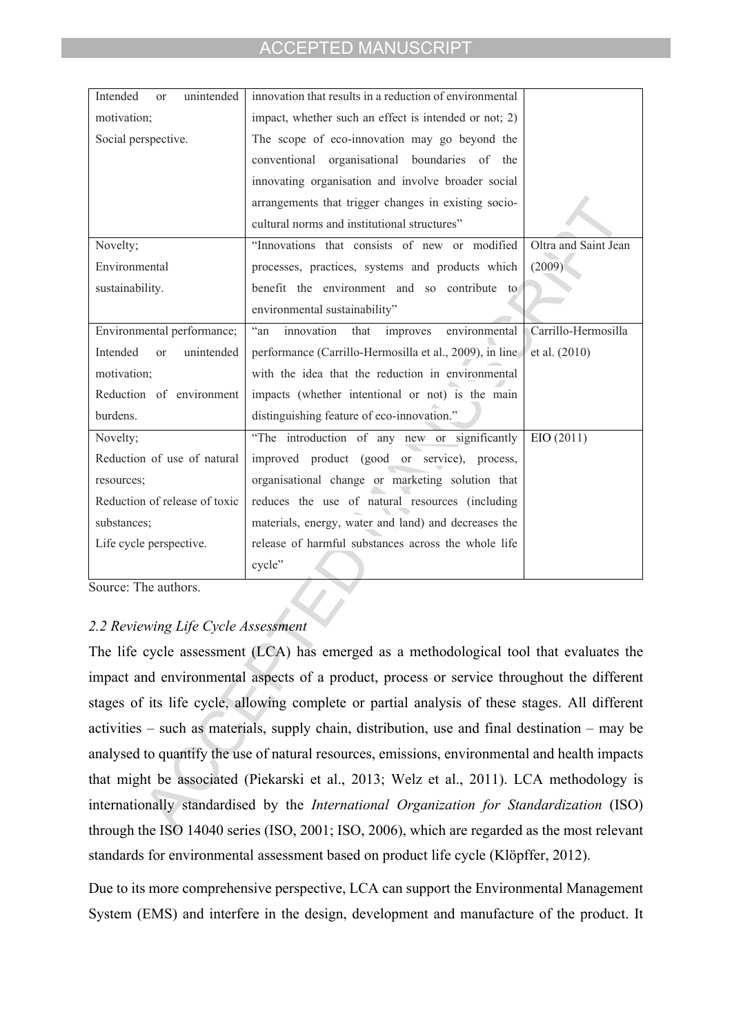| | | |
|---|---|---|
| Intended or unintended motivation;<br>Social perspective. | innovation that results in a reduction of environmental impact, whether such an effect is intended or not; 2) The scope of eco-innovation may go beyond the conventional organisational boundaries of the innovating organisation and involve broader social arrangements that trigger changes in existing socio-cultural norms and institutional structures" | |
| Novelty;<br>Environmental sustainability. | "Innovations that consists of new or modified processes, practices, systems and products which benefit the environment and so contribute to environmental sustainability" | Oltra and Saint Jean (2009) |
| Environmental performance;<br>Intended or unintended motivation;<br>Reduction of environment burdens. | "an innovation that improves environmental performance (Carrillo-Hermosilla et al., 2009), in line with the idea that the reduction in environmental impacts (whether intentional or not) is the main distinguishing feature of eco-innovation." | Carrillo-Hermosilla et al. (2010) |
| Novelty;<br>Reduction of use of natural resources;<br>Reduction of release of toxic substances;<br>Life cycle perspective. | "The introduction of any new or significantly improved product (good or service), process, organisational change or marketing solution that reduces the use of natural resources (including materials, energy, water and land) and decreases the release of harmful substances across the whole life cycle" | EIO (2011) |

Source: The authors.

### *2.2 Reviewing Life Cycle Assessment*

The life cycle assessment (LCA) has emerged as a methodological tool that evaluates the impact and environmental aspects of a product, process or service throughout the different stages of its life cycle, allowing complete or partial analysis of these stages. All different activities – such as materials, supply chain, distribution, use and final destination – may be analysed to quantify the use of natural resources, emissions, environmental and health impacts that might be associated (Piekarski et al., 2013; Welz et al., 2011). LCA methodology is internationally standardised by the *International Organization for Standardization* (ISO) through the ISO 14040 series (ISO, 2001; ISO, 2006), which are regarded as the most relevant standards for environmental assessment based on product life cycle (Klöpffer, 2012).

Due to its more comprehensive perspective, LCA can support the Environmental Management System (EMS) and interfere in the design, development and manufacture of the product. It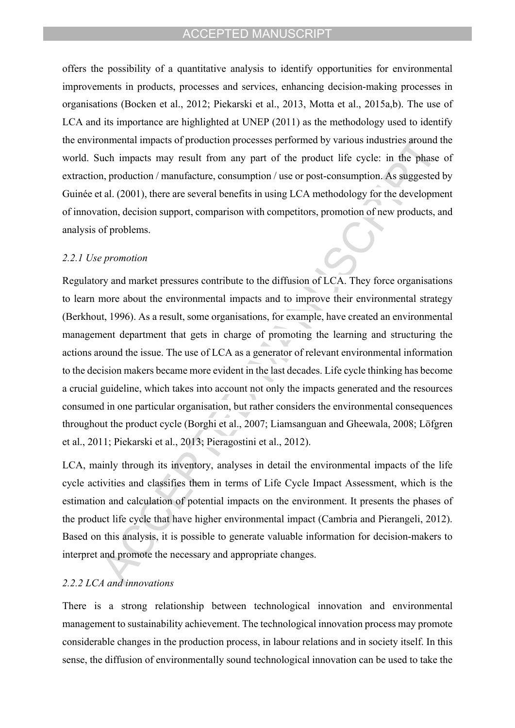offers the possibility of a quantitative analysis to identify opportunities for environmental improvements in products, processes and services, enhancing decision-making processes in organisations (Bocken et al., 2012; Piekarski et al., 2013, Motta et al., 2015a,b). The use of LCA and its importance are highlighted at UNEP (2011) as the methodology used to identify the environmental impacts of production processes performed by various industries around the world. Such impacts may result from any part of the product life cycle: in the phase of extraction, production / manufacture, consumption / use or post-consumption. As suggested by Guinée et al. (2001), there are several benefits in using LCA methodology for the development of innovation, decision support, comparison with competitors, promotion of new products, and analysis of problems.

### *2.2.1 Use promotion*

Regulatory and market pressures contribute to the diffusion of LCA. They force organisations to learn more about the environmental impacts and to improve their environmental strategy (Berkhout, 1996). As a result, some organisations, for example, have created an environmental management department that gets in charge of promoting the learning and structuring the actions around the issue. The use of LCA as a generator of relevant environmental information to the decision makers became more evident in the last decades. Life cycle thinking has become a crucial guideline, which takes into account not only the impacts generated and the resources consumed in one particular organisation, but rather considers the environmental consequences throughout the product cycle (Borghi et al., 2007; Liamsanguan and Gheewala, 2008; Löfgren et al., 2011; Piekarski et al., 2013; Pieragostini et al., 2012).

LCA, mainly through its inventory, analyses in detail the environmental impacts of the life cycle activities and classifies them in terms of Life Cycle Impact Assessment, which is the estimation and calculation of potential impacts on the environment. It presents the phases of the product life cycle that have higher environmental impact (Cambria and Pierangeli, 2012). Based on this analysis, it is possible to generate valuable information for decision-makers to interpret and promote the necessary and appropriate changes.

### *2.2.2 LCA and innovations*

There is a strong relationship between technological innovation and environmental management to sustainability achievement. The technological innovation process may promote considerable changes in the production process, in labour relations and in society itself. In this sense, the diffusion of environmentally sound technological innovation can be used to take the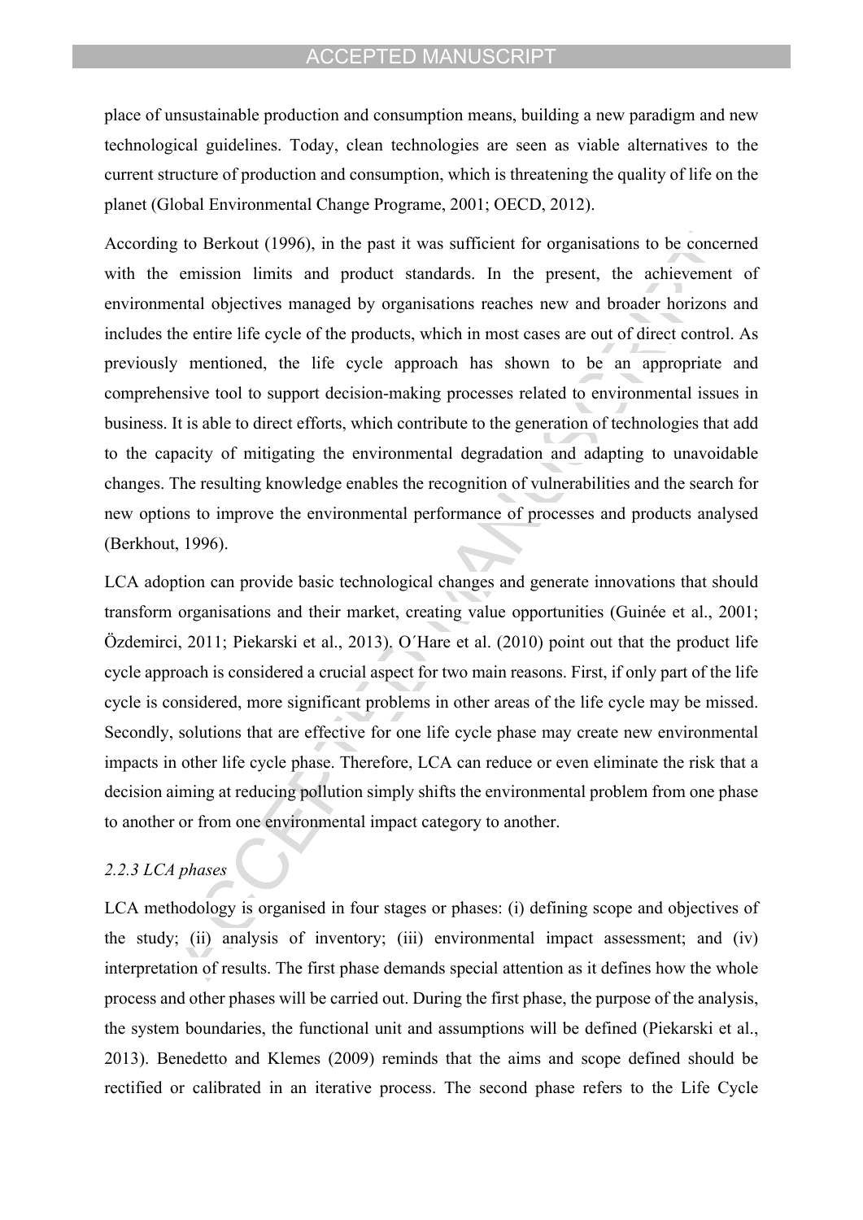place of unsustainable production and consumption means, building a new paradigm and new technological guidelines. Today, clean technologies are seen as viable alternatives to the current structure of production and consumption, which is threatening the quality of life on the planet (Global Environmental Change Programe, 2001; OECD, 2012).

According to Berkout (1996), in the past it was sufficient for organisations to be concerned with the emission limits and product standards. In the present, the achievement of environmental objectives managed by organisations reaches new and broader horizons and includes the entire life cycle of the products, which in most cases are out of direct control. As previously mentioned, the life cycle approach has shown to be an appropriate and comprehensive tool to support decision-making processes related to environmental issues in business. It is able to direct efforts, which contribute to the generation of technologies that add to the capacity of mitigating the environmental degradation and adapting to unavoidable changes. The resulting knowledge enables the recognition of vulnerabilities and the search for new options to improve the environmental performance of processes and products analysed (Berkhout, 1996).

LCA adoption can provide basic technological changes and generate innovations that should transform organisations and their market, creating value opportunities (Guinée et al., 2001; Özdemirci, 2011; Piekarski et al., 2013). O´Hare et al. (2010) point out that the product life cycle approach is considered a crucial aspect for two main reasons. First, if only part of the life cycle is considered, more significant problems in other areas of the life cycle may be missed. Secondly, solutions that are effective for one life cycle phase may create new environmental impacts in other life cycle phase. Therefore, LCA can reduce or even eliminate the risk that a decision aiming at reducing pollution simply shifts the environmental problem from one phase to another or from one environmental impact category to another.

### *2.2.3 LCA phases*

LCA methodology is organised in four stages or phases: (i) defining scope and objectives of the study; (ii) analysis of inventory; (iii) environmental impact assessment; and (iv) interpretation of results. The first phase demands special attention as it defines how the whole process and other phases will be carried out. During the first phase, the purpose of the analysis, the system boundaries, the functional unit and assumptions will be defined (Piekarski et al., 2013). Benedetto and Klemes (2009) reminds that the aims and scope defined should be rectified or calibrated in an iterative process. The second phase refers to the Life Cycle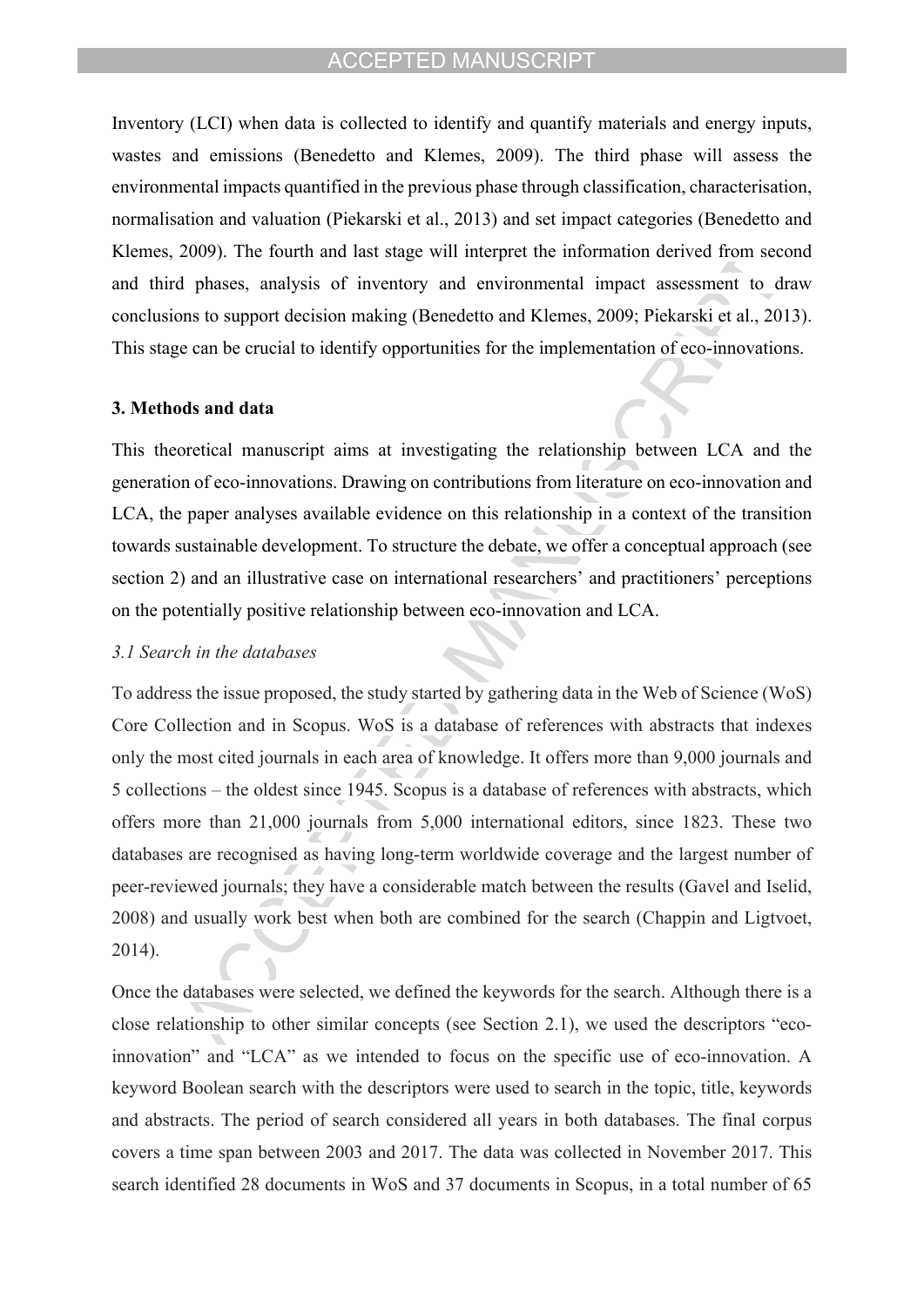Inventory (LCI) when data is collected to identify and quantify materials and energy inputs, wastes and emissions (Benedetto and Klemes, 2009). The third phase will assess the environmental impacts quantified in the previous phase through classification, characterisation, normalisation and valuation (Piekarski et al., 2013) and set impact categories (Benedetto and Klemes, 2009). The fourth and last stage will interpret the information derived from second and third phases, analysis of inventory and environmental impact assessment to draw conclusions to support decision making (Benedetto and Klemes, 2009; Piekarski et al., 2013). This stage can be crucial to identify opportunities for the implementation of eco-innovations.

## 3. Methods and data

This theoretical manuscript aims at investigating the relationship between LCA and the generation of eco-innovations. Drawing on contributions from literature on eco-innovation and LCA, the paper analyses available evidence on this relationship in a context of the transition towards sustainable development. To structure the debate, we offer a conceptual approach (see section 2) and an illustrative case on international researchers' and practitioners' perceptions on the potentially positive relationship between eco-innovation and LCA.

### *3.1 Search in the databases*

To address the issue proposed, the study started by gathering data in the Web of Science (WoS) Core Collection and in Scopus. WoS is a database of references with abstracts that indexes only the most cited journals in each area of knowledge. It offers more than 9,000 journals and 5 collections – the oldest since 1945. Scopus is a database of references with abstracts, which offers more than 21,000 journals from 5,000 international editors, since 1823. These two databases are recognised as having long-term worldwide coverage and the largest number of peer-reviewed journals; they have a considerable match between the results (Gavel and Iselid, 2008) and usually work best when both are combined for the search (Chappin and Ligtvoet, 2014).

Once the databases were selected, we defined the keywords for the search. Although there is a close relationship to other similar concepts (see Section 2.1), we used the descriptors "eco-innovation" and "LCA" as we intended to focus on the specific use of eco-innovation. A keyword Boolean search with the descriptors were used to search in the topic, title, keywords and abstracts. The period of search considered all years in both databases. The final corpus covers a time span between 2003 and 2017. The data was collected in November 2017. This search identified 28 documents in WoS and 37 documents in Scopus, in a total number of 65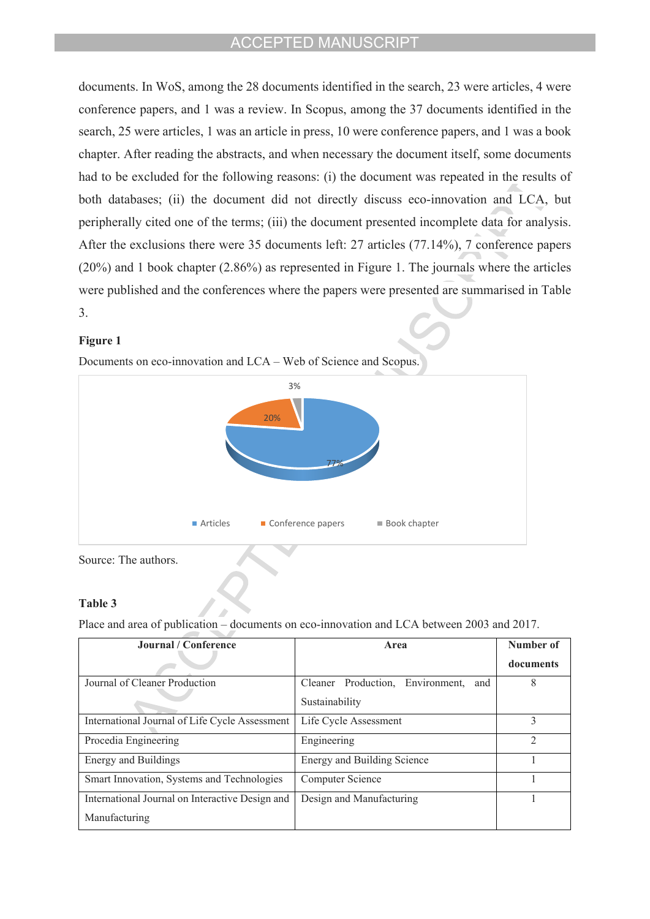documents. In WoS, among the 28 documents identified in the search, 23 were articles, 4 were conference papers, and 1 was a review. In Scopus, among the 37 documents identified in the search, 25 were articles, 1 was an article in press, 10 were conference papers, and 1 was a book chapter. After reading the abstracts, and when necessary the document itself, some documents had to be excluded for the following reasons: (i) the document was repeated in the results of both databases; (ii) the document did not directly discuss eco-innovation and LCA, but peripherally cited one of the terms; (iii) the document presented incomplete data for analysis. After the exclusions there were 35 documents left: 27 articles (77.14%), 7 conference papers (20%) and 1 book chapter (2.86%) as represented in Figure 1. The journals where the articles were published and the conferences where the papers were presented are summarised in Table 3.

**Figure 1**

Documents on eco-innovation and LCA – Web of Science and Scopus.

Source: The authors.

**Table 3**

Place and area of publication – documents on eco-innovation and LCA between 2003 and 2017.

| Journal / Conference | Area | Number of documents |
|---|---|---|
| Journal of Cleaner Production | Cleaner Production, Environment, and Sustainability | 8 |
| International Journal of Life Cycle Assessment | Life Cycle Assessment | 3 |
| Procedia Engineering | Engineering | 2 |
| Energy and Buildings | Energy and Building Science | 1 |
| Smart Innovation, Systems and Technologies | Computer Science | 1 |
| International Journal on Interactive Design and Manufacturing | Design and Manufacturing | 1 |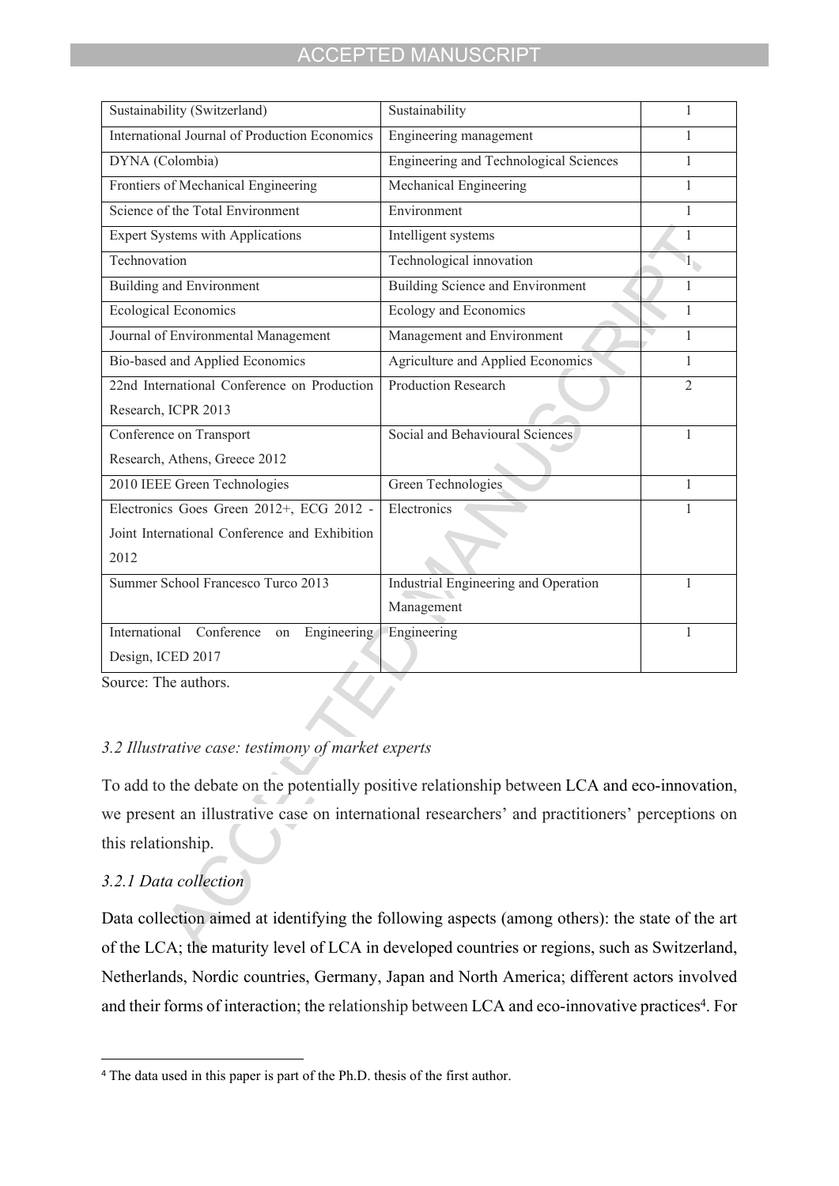| | | |
|---|---|---|
| Sustainability (Switzerland) | Sustainability | 1 |
| International Journal of Production Economics | Engineering management | 1 |
| DYNA (Colombia) | Engineering and Technological Sciences | 1 |
| Frontiers of Mechanical Engineering | Mechanical Engineering | 1 |
| Science of the Total Environment | Environment | 1 |
| Expert Systems with Applications | Intelligent systems | 1 |
| Technovation | Technological innovation | 1 |
| Building and Environment | Building Science and Environment | 1 |
| Ecological Economics | Ecology and Economics | 1 |
| Journal of Environmental Management | Management and Environment | 1 |
| Bio-based and Applied Economics | Agriculture and Applied Economics | 1 |
| 22nd International Conference on Production Research, ICPR 2013 | Production Research | 2 |
| Conference on Transport Research, Athens, Greece 2012 | Social and Behavioural Sciences | 1 |
| 2010 IEEE Green Technologies | Green Technologies | 1 |
| Electronics Goes Green 2012+, ECG 2012 - Joint International Conference and Exhibition 2012 | Electronics | 1 |
| Summer School Francesco Turco 2013 | Industrial Engineering and Operation Management | 1 |
| International Conference on Engineering Design, ICED 2017 | Engineering | 1 |

Source: The authors.

### *3.2 Illustrative case: testimony of market experts*

To add to the debate on the potentially positive relationship between LCA and eco-innovation, we present an illustrative case on international researchers' and practitioners' perceptions on this relationship.

#### *3.2.1 Data collection*

Data collection aimed at identifying the following aspects (among others): the state of the art of the LCA; the maturity level of LCA in developed countries or regions, such as Switzerland, Netherlands, Nordic countries, Germany, Japan and North America; different actors involved and their forms of interaction; the relationship between LCA and eco-innovative practices[4]. For

[4] The data used in this paper is part of the Ph.D. thesis of the first author.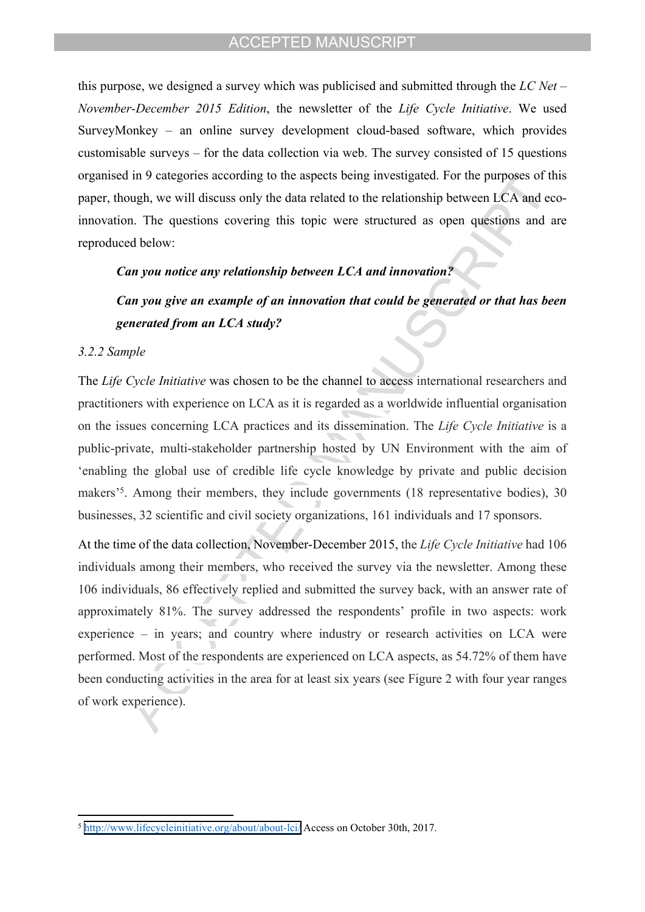this purpose, we designed a survey which was publicised and submitted through the *LC Net – November-December 2015 Edition*, the newsletter of the *Life Cycle Initiative*. We used SurveyMonkey – an online survey development cloud-based software, which provides customisable surveys – for the data collection via web. The survey consisted of 15 questions organised in 9 categories according to the aspects being investigated. For the purposes of this paper, though, we will discuss only the data related to the relationship between LCA and eco-innovation. The questions covering this topic were structured as open questions and are reproduced below:

> ***Can you notice any relationship between LCA and innovation?***
>
> ***Can you give an example of an innovation that could be generated or that has been generated from an LCA study?***

*3.2.2 Sample*

The *Life Cycle Initiative* was chosen to be the channel to access international researchers and practitioners with experience on LCA as it is regarded as a worldwide influential organisation on the issues concerning LCA practices and its dissemination. The *Life Cycle Initiative* is a public-private, multi-stakeholder partnership hosted by UN Environment with the aim of 'enabling the global use of credible life cycle knowledge by private and public decision makers'[5]. Among their members, they include governments (18 representative bodies), 30 businesses, 32 scientific and civil society organizations, 161 individuals and 17 sponsors.

At the time of the data collection, November-December 2015, the *Life Cycle Initiative* had 106 individuals among their members, who received the survey via the newsletter. Among these 106 individuals, 86 effectively replied and submitted the survey back, with an answer rate of approximately 81%. The survey addressed the respondents' profile in two aspects: work experience – in years; and country where industry or research activities on LCA were performed. Most of the respondents are experienced on LCA aspects, as 54.72% of them have been conducting activities in the area for at least six years (see Figure 2 with four year ranges of work experience).

---

[5] http://www.lifecycleinitiative.org/about/about-lci/ Access on October 30th, 2017.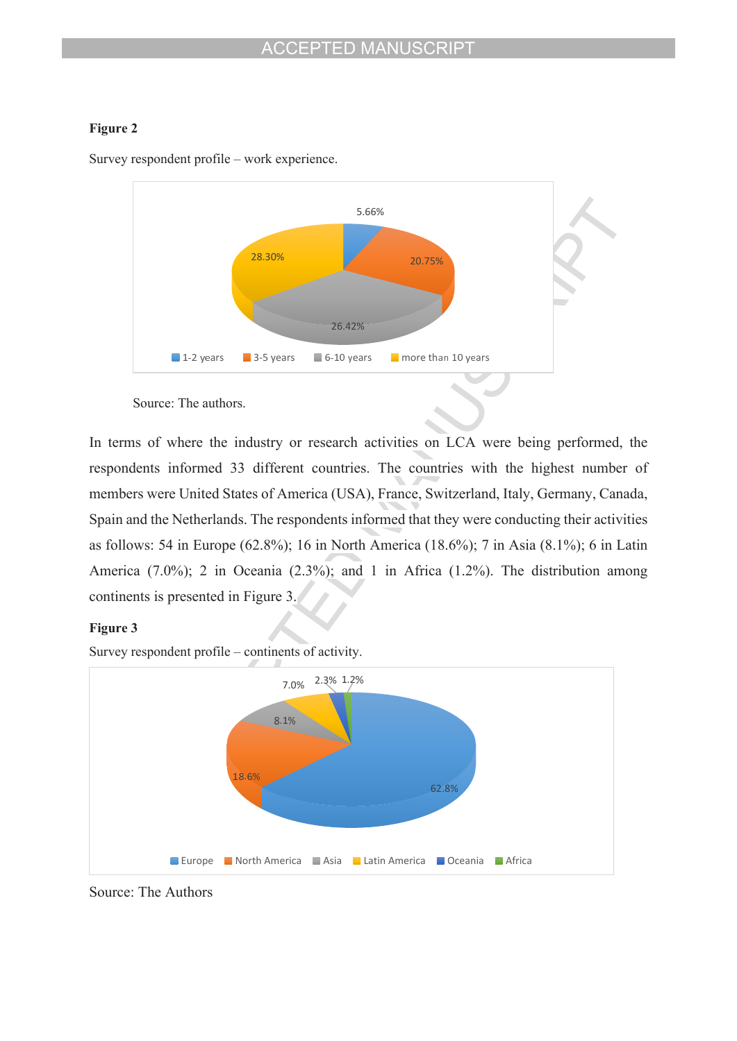**Figure 2**

Survey respondent profile – work experience.

Source: The authors.

In terms of where the industry or research activities on LCA were being performed, the respondents informed 33 different countries. The countries with the highest number of members were United States of America (USA), France, Switzerland, Italy, Germany, Canada, Spain and the Netherlands. The respondents informed that they were conducting their activities as follows: 54 in Europe (62.8%); 16 in North America (18.6%); 7 in Asia (8.1%); 6 in Latin America (7.0%); 2 in Oceania (2.3%); and 1 in Africa (1.2%). The distribution among continents is presented in Figure 3.

**Figure 3**

Survey respondent profile – continents of activity.

Source: The Authors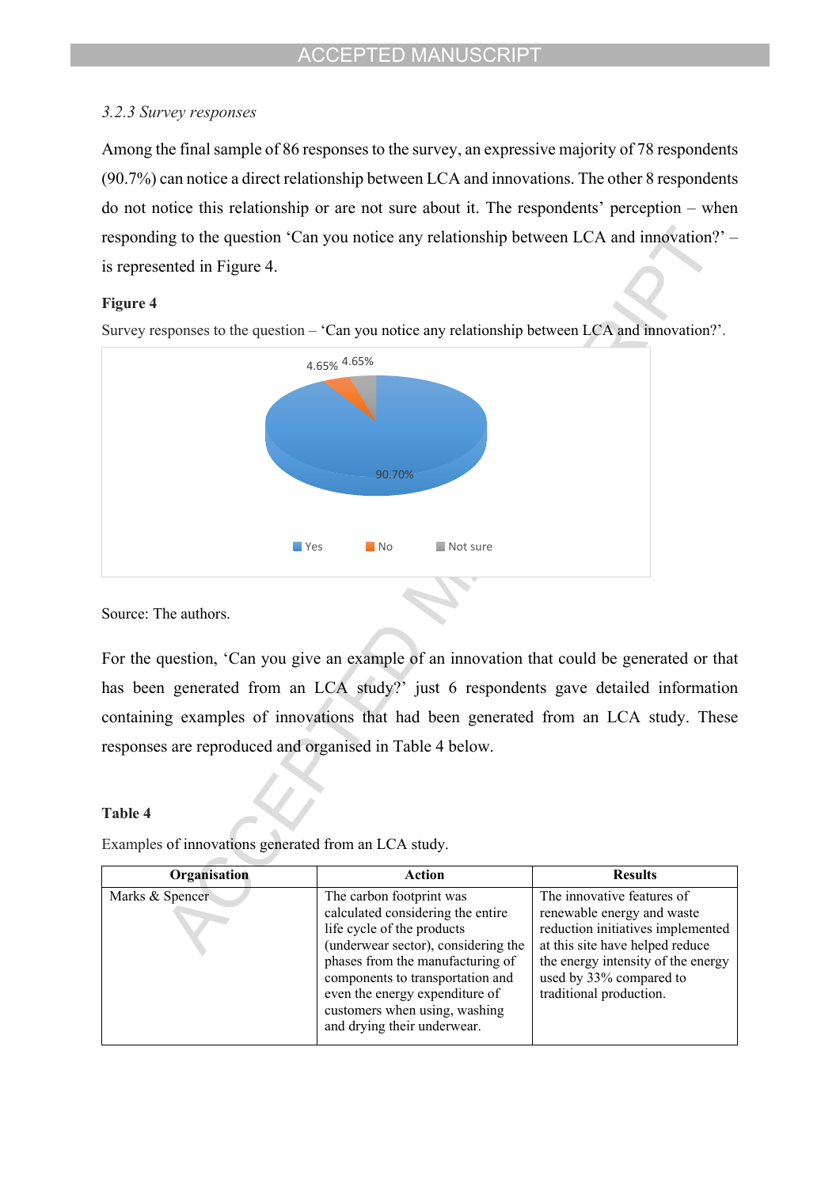*3.2.3 Survey responses*

Among the final sample of 86 responses to the survey, an expressive majority of 78 respondents (90.7%) can notice a direct relationship between LCA and innovations. The other 8 respondents do not notice this relationship or are not sure about it. The respondents' perception – when responding to the question 'Can you notice any relationship between LCA and innovation?' – is represented in Figure 4.

**Figure 4**

Survey responses to the question – 'Can you notice any relationship between LCA and innovation?'.

Source: The authors.

For the question, 'Can you give an example of an innovation that could be generated or that has been generated from an LCA study?' just 6 respondents gave detailed information containing examples of innovations that had been generated from an LCA study. These responses are reproduced and organised in Table 4 below.

**Table 4**

Examples of innovations generated from an LCA study.

| Organisation | Action | Results |
|---|---|---|
| Marks & Spencer | The carbon footprint was calculated considering the entire life cycle of the products (underwear sector), considering the phases from the manufacturing of components to transportation and even the energy expenditure of customers when using, washing and drying their underwear. | The innovative features of renewable energy and waste reduction initiatives implemented at this site have helped reduce the energy intensity of the energy used by 33% compared to traditional production. |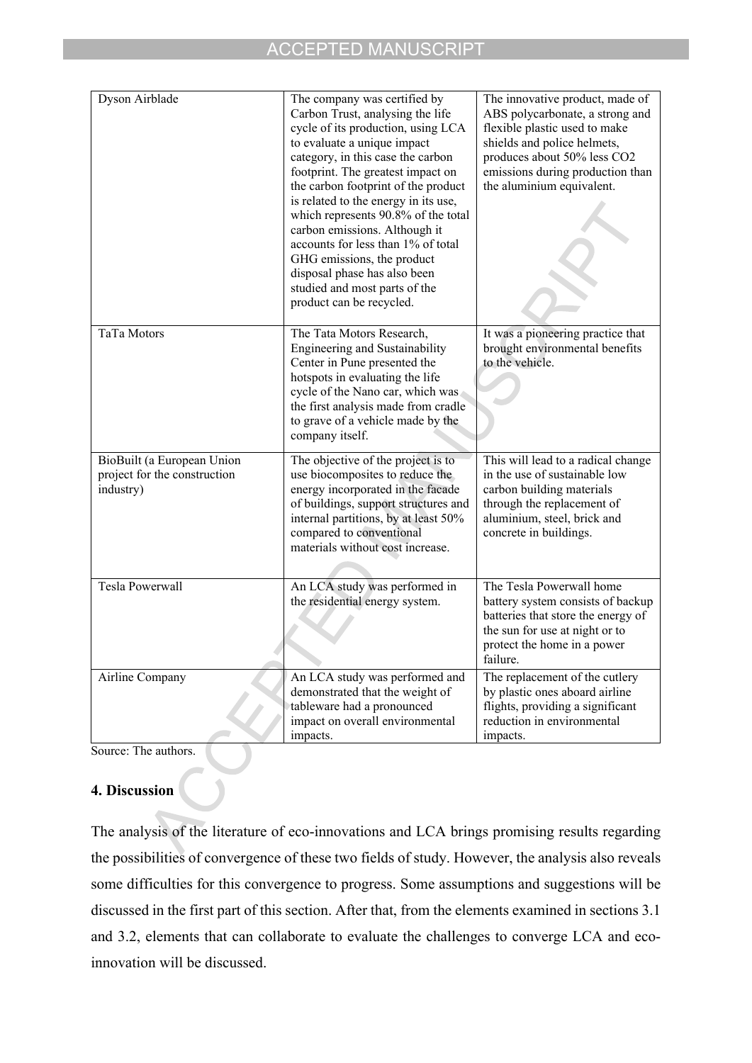| | | |
|---|---|---|
| Dyson Airblade | The company was certified by Carbon Trust, analysing the life cycle of its production, using LCA to evaluate a unique impact category, in this case the carbon footprint. The greatest impact on the carbon footprint of the product is related to the energy in its use, which represents 90.8% of the total carbon emissions. Although it accounts for less than 1% of total GHG emissions, the product disposal phase has also been studied and most parts of the product can be recycled. | The innovative product, made of ABS polycarbonate, a strong and flexible plastic used to make shields and police helmets, produces about 50% less $CO_2$ emissions during production than the aluminium equivalent. |
| TaTa Motors | The Tata Motors Research, Engineering and Sustainability Center in Pune presented the hotspots in evaluating the life cycle of the Nano car, which was the first analysis made from cradle to grave of a vehicle made by the company itself. | It was a pioneering practice that brought environmental benefits to the vehicle. |
| BioBuilt (a European Union project for the construction industry) | The objective of the project is to use biocomposites to reduce the energy incorporated in the facade of buildings, support structures and internal partitions, by at least 50% compared to conventional materials without cost increase. | This will lead to a radical change in the use of sustainable low carbon building materials through the replacement of aluminium, steel, brick and concrete in buildings. |
| Tesla Powerwall | An LCA study was performed in the residential energy system. | The Tesla Powerwall home battery system consists of backup batteries that store the energy of the sun for use at night or to protect the home in a power failure. |
| Airline Company | An LCA study was performed and demonstrated that the weight of tableware had a pronounced impact on overall environmental impacts. | The replacement of the cutlery by plastic ones aboard airline flights, providing a significant reduction in environmental impacts. |

Source: The authors.

## 4. Discussion

The analysis of the literature of eco-innovations and LCA brings promising results regarding the possibilities of convergence of these two fields of study. However, the analysis also reveals some difficulties for this convergence to progress. Some assumptions and suggestions will be discussed in the first part of this section. After that, from the elements examined in sections 3.1 and 3.2, elements that can collaborate to evaluate the challenges to converge LCA and eco-innovation will be discussed.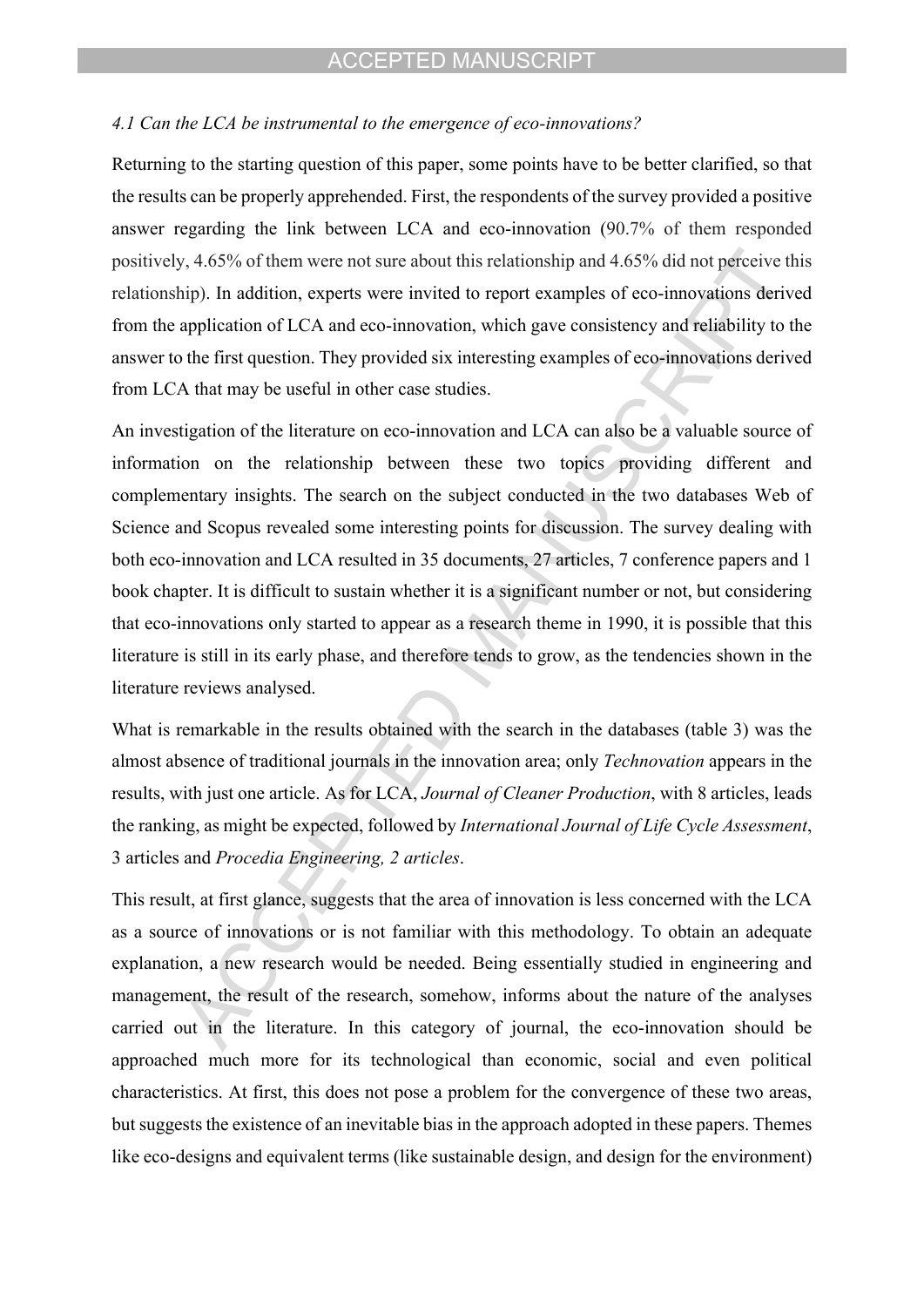### *4.1 Can the LCA be instrumental to the emergence of eco-innovations?*

Returning to the starting question of this paper, some points have to be better clarified, so that the results can be properly apprehended. First, the respondents of the survey provided a positive answer regarding the link between LCA and eco-innovation (90.7% of them responded positively, 4.65% of them were not sure about this relationship and 4.65% did not perceive this relationship). In addition, experts were invited to report examples of eco-innovations derived from the application of LCA and eco-innovation, which gave consistency and reliability to the answer to the first question. They provided six interesting examples of eco-innovations derived from LCA that may be useful in other case studies.

An investigation of the literature on eco-innovation and LCA can also be a valuable source of information on the relationship between these two topics providing different and complementary insights. The search on the subject conducted in the two databases Web of Science and Scopus revealed some interesting points for discussion. The survey dealing with both eco-innovation and LCA resulted in 35 documents, 27 articles, 7 conference papers and 1 book chapter. It is difficult to sustain whether it is a significant number or not, but considering that eco-innovations only started to appear as a research theme in 1990, it is possible that this literature is still in its early phase, and therefore tends to grow, as the tendencies shown in the literature reviews analysed.

What is remarkable in the results obtained with the search in the databases (table 3) was the almost absence of traditional journals in the innovation area; only *Technovation* appears in the results, with just one article. As for LCA, *Journal of Cleaner Production*, with 8 articles, leads the ranking, as might be expected, followed by *International Journal of Life Cycle Assessment*, 3 articles and *Procedia Engineering, 2 articles*.

This result, at first glance, suggests that the area of innovation is less concerned with the LCA as a source of innovations or is not familiar with this methodology. To obtain an adequate explanation, a new research would be needed. Being essentially studied in engineering and management, the result of the research, somehow, informs about the nature of the analyses carried out in the literature. In this category of journal, the eco-innovation should be approached much more for its technological than economic, social and even political characteristics. At first, this does not pose a problem for the convergence of these two areas, but suggests the existence of an inevitable bias in the approach adopted in these papers. Themes like eco-designs and equivalent terms (like sustainable design, and design for the environment)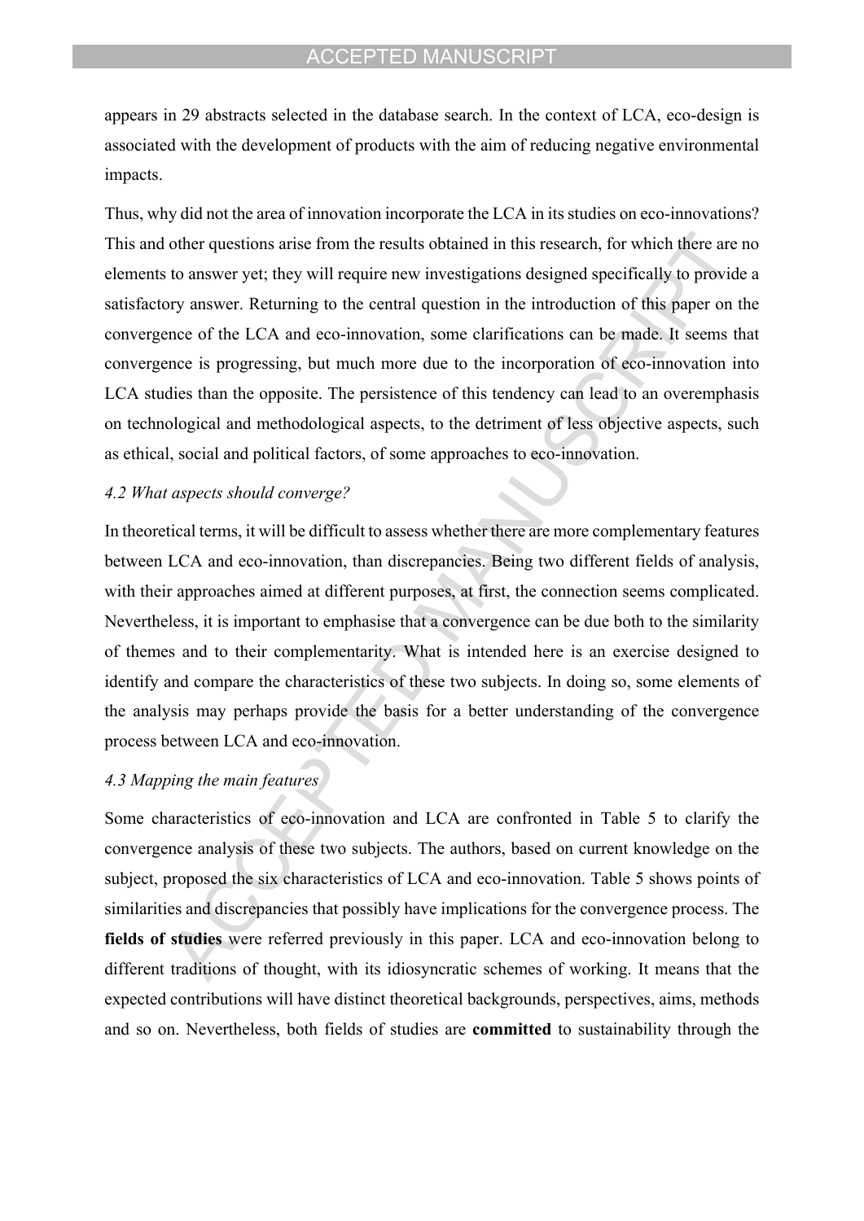appears in 29 abstracts selected in the database search. In the context of LCA, eco-design is associated with the development of products with the aim of reducing negative environmental impacts.

Thus, why did not the area of innovation incorporate the LCA in its studies on eco-innovations? This and other questions arise from the results obtained in this research, for which there are no elements to answer yet; they will require new investigations designed specifically to provide a satisfactory answer. Returning to the central question in the introduction of this paper on the convergence of the LCA and eco-innovation, some clarifications can be made. It seems that convergence is progressing, but much more due to the incorporation of eco-innovation into LCA studies than the opposite. The persistence of this tendency can lead to an overemphasis on technological and methodological aspects, to the detriment of less objective aspects, such as ethical, social and political factors, of some approaches to eco-innovation.

### *4.2 What aspects should converge?*

In theoretical terms, it will be difficult to assess whether there are more complementary features between LCA and eco-innovation, than discrepancies. Being two different fields of analysis, with their approaches aimed at different purposes, at first, the connection seems complicated. Nevertheless, it is important to emphasise that a convergence can be due both to the similarity of themes and to their complementarity. What is intended here is an exercise designed to identify and compare the characteristics of these two subjects. In doing so, some elements of the analysis may perhaps provide the basis for a better understanding of the convergence process between LCA and eco-innovation.

### *4.3 Mapping the main features*

Some characteristics of eco-innovation and LCA are confronted in Table 5 to clarify the convergence analysis of these two subjects. The authors, based on current knowledge on the subject, proposed the six characteristics of LCA and eco-innovation. Table 5 shows points of similarities and discrepancies that possibly have implications for the convergence process. The **fields of studies** were referred previously in this paper. LCA and eco-innovation belong to different traditions of thought, with its idiosyncratic schemes of working. It means that the expected contributions will have distinct theoretical backgrounds, perspectives, aims, methods and so on. Nevertheless, both fields of studies are **committed** to sustainability through the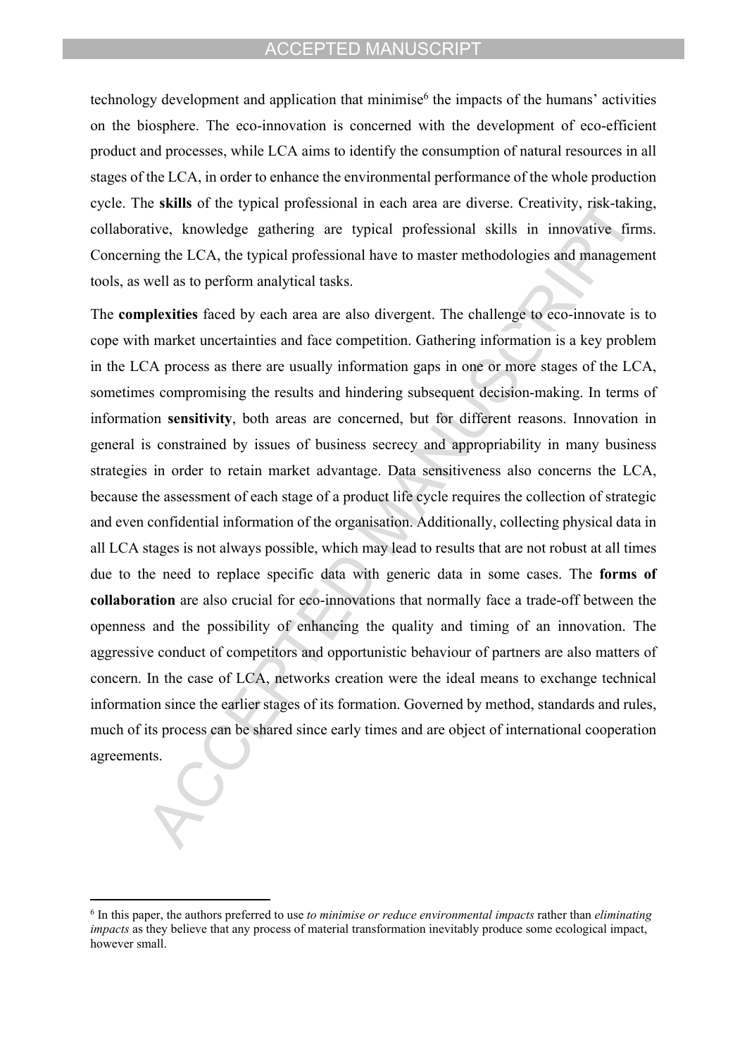technology development and application that minimise[6] the impacts of the humans' activities on the biosphere. The eco-innovation is concerned with the development of eco-efficient product and processes, while LCA aims to identify the consumption of natural resources in all stages of the LCA, in order to enhance the environmental performance of the whole production cycle. The **skills** of the typical professional in each area are diverse. Creativity, risk-taking, collaborative, knowledge gathering are typical professional skills in innovative firms. Concerning the LCA, the typical professional have to master methodologies and management tools, as well as to perform analytical tasks.

The **complexities** faced by each area are also divergent. The challenge to eco-innovate is to cope with market uncertainties and face competition. Gathering information is a key problem in the LCA process as there are usually information gaps in one or more stages of the LCA, sometimes compromising the results and hindering subsequent decision-making. In terms of information **sensitivity**, both areas are concerned, but for different reasons. Innovation in general is constrained by issues of business secrecy and appropriability in many business strategies in order to retain market advantage. Data sensitiveness also concerns the LCA, because the assessment of each stage of a product life cycle requires the collection of strategic and even confidential information of the organisation. Additionally, collecting physical data in all LCA stages is not always possible, which may lead to results that are not robust at all times due to the need to replace specific data with generic data in some cases. The **forms of collaboration** are also crucial for eco-innovations that normally face a trade-off between the openness and the possibility of enhancing the quality and timing of an innovation. The aggressive conduct of competitors and opportunistic behaviour of partners are also matters of concern. In the case of LCA, networks creation were the ideal means to exchange technical information since the earlier stages of its formation. Governed by method, standards and rules, much of its process can be shared since early times and are object of international cooperation agreements.

[6] In this paper, the authors preferred to use *to minimise or reduce environmental impacts* rather than *eliminating impacts* as they believe that any process of material transformation inevitably produce some ecological impact, however small.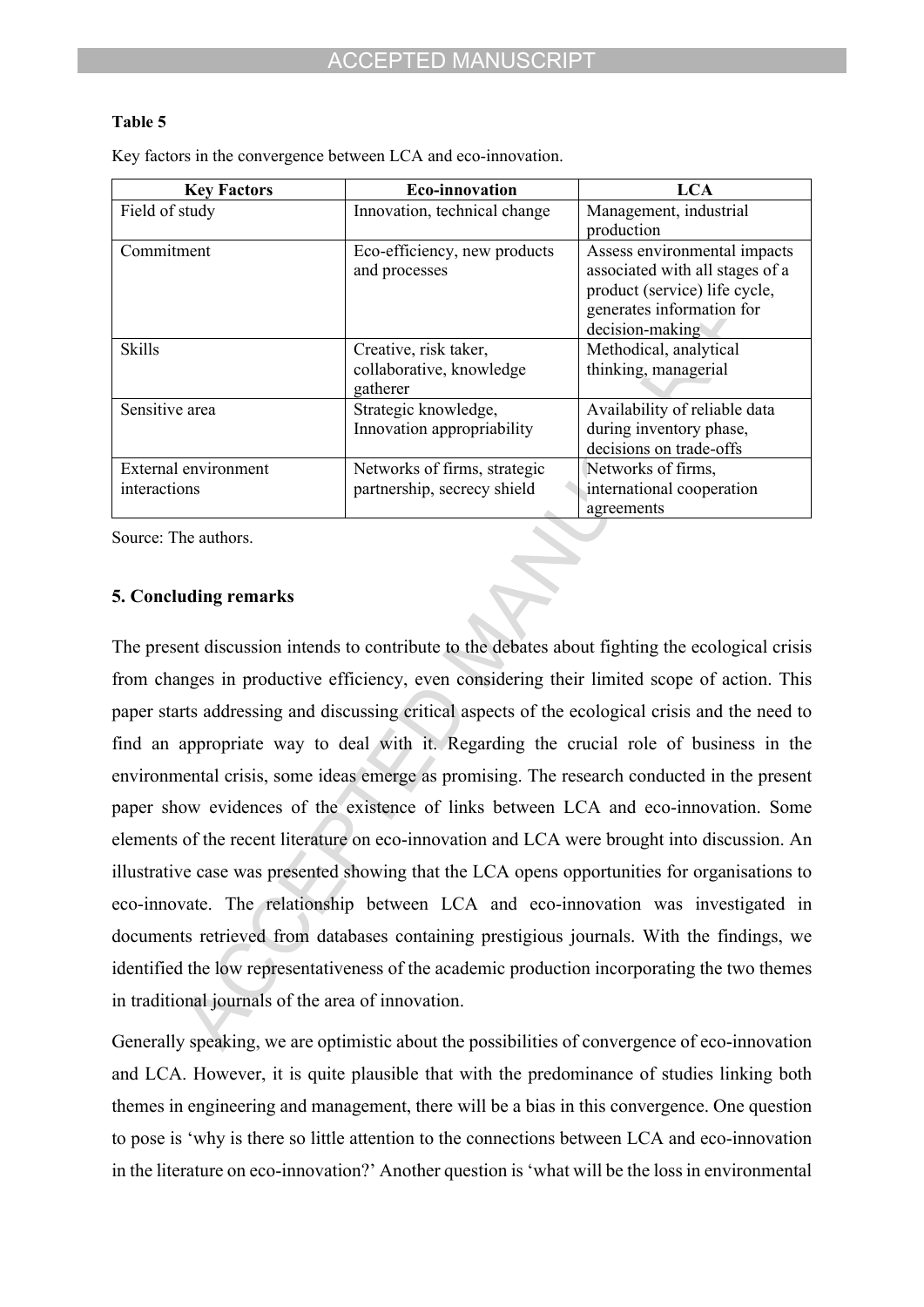**Table 5**

Key factors in the convergence between LCA and eco-innovation.

| Key Factors | Eco-innovation | LCA |
|---|---|---|
| Field of study | Innovation, technical change | Management, industrial production |
| Commitment | Eco-efficiency, new products and processes | Assess environmental impacts associated with all stages of a product (service) life cycle, generates information for decision-making |
| Skills | Creative, risk taker, collaborative, knowledge gatherer | Methodical, analytical thinking, managerial |
| Sensitive area | Strategic knowledge, Innovation appropriability | Availability of reliable data during inventory phase, decisions on trade-offs |
| External environment interactions | Networks of firms, strategic partnership, secrecy shield | Networks of firms, international cooperation agreements |

Source: The authors.

## 5. Concluding remarks

The present discussion intends to contribute to the debates about fighting the ecological crisis from changes in productive efficiency, even considering their limited scope of action. This paper starts addressing and discussing critical aspects of the ecological crisis and the need to find an appropriate way to deal with it. Regarding the crucial role of business in the environmental crisis, some ideas emerge as promising. The research conducted in the present paper show evidences of the existence of links between LCA and eco-innovation. Some elements of the recent literature on eco-innovation and LCA were brought into discussion. An illustrative case was presented showing that the LCA opens opportunities for organisations to eco-innovate. The relationship between LCA and eco-innovation was investigated in documents retrieved from databases containing prestigious journals. With the findings, we identified the low representativeness of the academic production incorporating the two themes in traditional journals of the area of innovation.

Generally speaking, we are optimistic about the possibilities of convergence of eco-innovation and LCA. However, it is quite plausible that with the predominance of studies linking both themes in engineering and management, there will be a bias in this convergence. One question to pose is 'why is there so little attention to the connections between LCA and eco-innovation in the literature on eco-innovation?' Another question is 'what will be the loss in environmental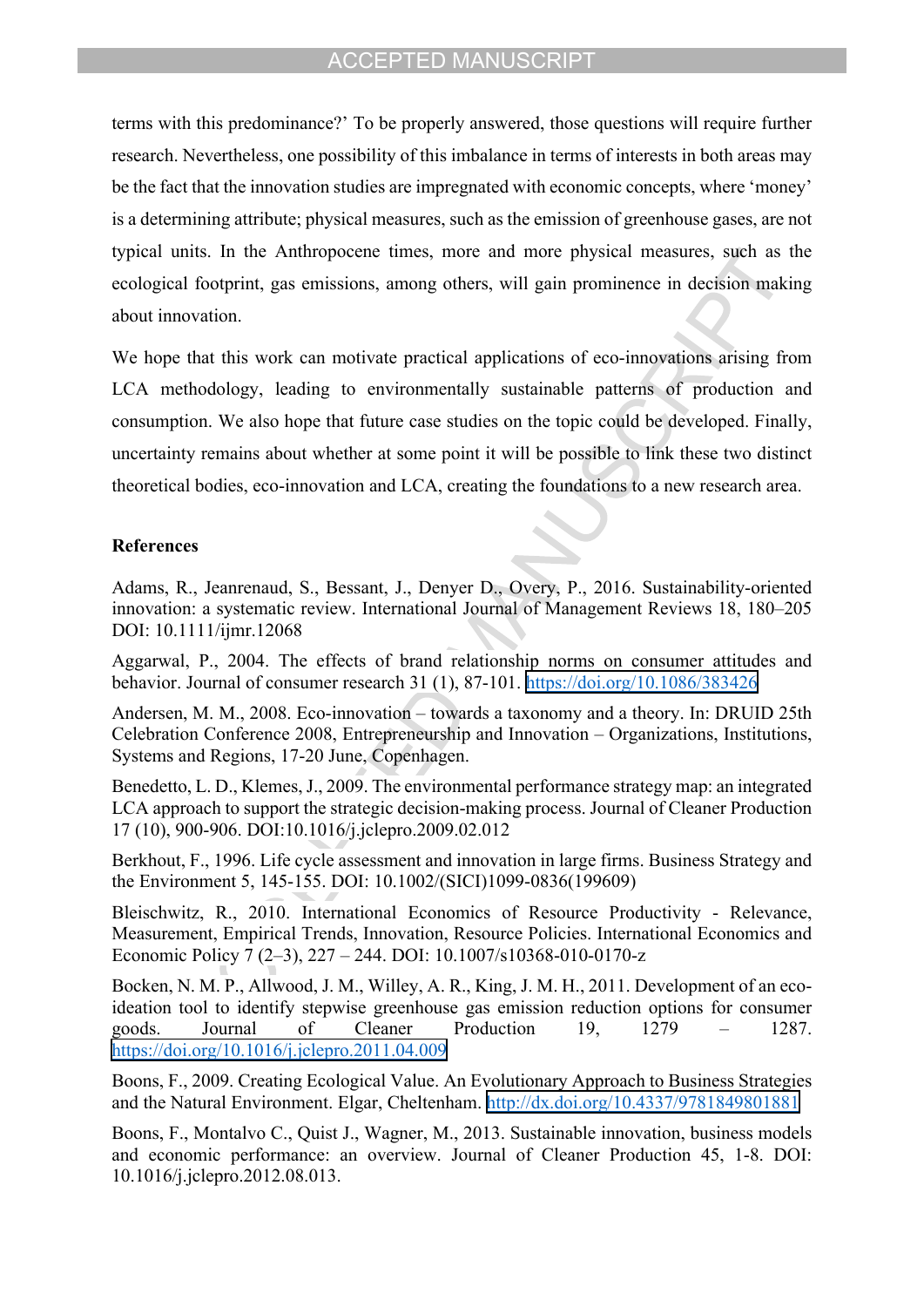terms with this predominance?' To be properly answered, those questions will require further research. Nevertheless, one possibility of this imbalance in terms of interests in both areas may be the fact that the innovation studies are impregnated with economic concepts, where 'money' is a determining attribute; physical measures, such as the emission of greenhouse gases, are not typical units. In the Anthropocene times, more and more physical measures, such as the ecological footprint, gas emissions, among others, will gain prominence in decision making about innovation.

We hope that this work can motivate practical applications of eco-innovations arising from LCA methodology, leading to environmentally sustainable patterns of production and consumption. We also hope that future case studies on the topic could be developed. Finally, uncertainty remains about whether at some point it will be possible to link these two distinct theoretical bodies, eco-innovation and LCA, creating the foundations to a new research area.

**References**

Adams, R., Jeanrenaud, S., Bessant, J., Denyer D., Overy, P., 2016. Sustainability-oriented innovation: a systematic review. International Journal of Management Reviews 18, 180–205 DOI: 10.1111/ijmr.12068

Aggarwal, P., 2004. The effects of brand relationship norms on consumer attitudes and behavior. Journal of consumer research 31 (1), 87-101. https://doi.org/10.1086/383426

Andersen, M. M., 2008. Eco-innovation – towards a taxonomy and a theory. In: DRUID 25th Celebration Conference 2008, Entrepreneurship and Innovation – Organizations, Institutions, Systems and Regions, 17-20 June, Copenhagen.

Benedetto, L. D., Klemes, J., 2009. The environmental performance strategy map: an integrated LCA approach to support the strategic decision-making process. Journal of Cleaner Production 17 (10), 900-906. DOI:10.1016/j.jclepro.2009.02.012

Berkhout, F., 1996. Life cycle assessment and innovation in large firms. Business Strategy and the Environment 5, 145-155. DOI: 10.1002/(SICI)1099-0836(199609)

Bleischwitz, R., 2010. International Economics of Resource Productivity - Relevance, Measurement, Empirical Trends, Innovation, Resource Policies. International Economics and Economic Policy 7 (2–3), 227 – 244. DOI: 10.1007/s10368-010-0170-z

Bocken, N. M. P., Allwood, J. M., Willey, A. R., King, J. M. H., 2011. Development of an eco-ideation tool to identify stepwise greenhouse gas emission reduction options for consumer goods. Journal of Cleaner Production 19, 1279 – 1287. https://doi.org/10.1016/j.jclepro.2011.04.009

Boons, F., 2009. Creating Ecological Value. An Evolutionary Approach to Business Strategies and the Natural Environment. Elgar, Cheltenham. http://dx.doi.org/10.4337/9781849801881

Boons, F., Montalvo C., Quist J., Wagner, M., 2013. Sustainable innovation, business models and economic performance: an overview. Journal of Cleaner Production 45, 1-8. DOI: 10.1016/j.jclepro.2012.08.013.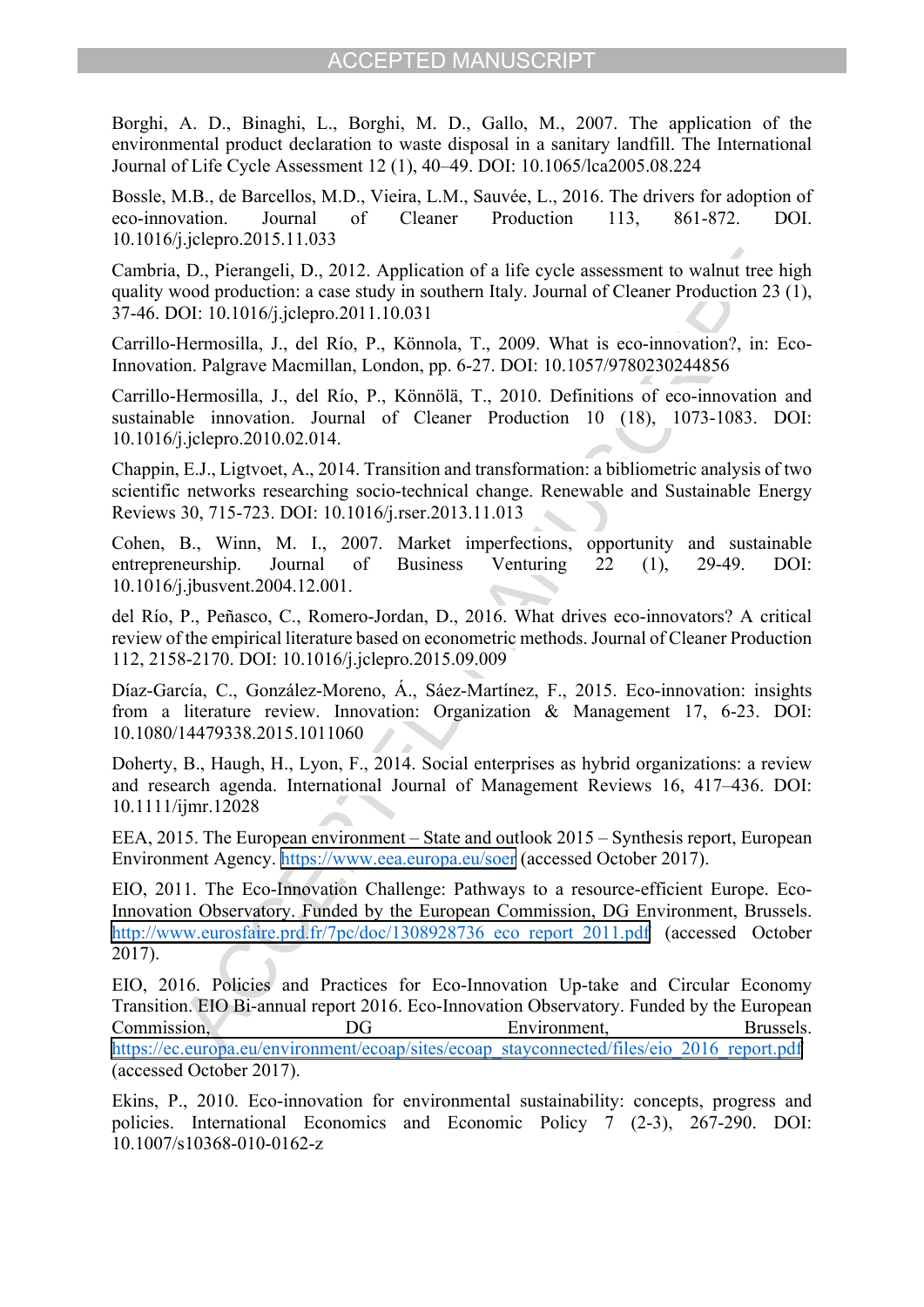Borghi, A. D., Binaghi, L., Borghi, M. D., Gallo, M., 2007. The application of the environmental product declaration to waste disposal in a sanitary landfill. The International Journal of Life Cycle Assessment 12 (1), 40–49. DOI: 10.1065/lca2005.08.224

Bossle, M.B., de Barcellos, M.D., Vieira, L.M., Sauvée, L., 2016. The drivers for adoption of eco-innovation. Journal of Cleaner Production 113, 861-872. DOI. 10.1016/j.jclepro.2015.11.033

Cambria, D., Pierangeli, D., 2012. Application of a life cycle assessment to walnut tree high quality wood production: a case study in southern Italy. Journal of Cleaner Production 23 (1), 37-46. DOI: 10.1016/j.jclepro.2011.10.031

Carrillo-Hermosilla, J., del Río, P., Könnola, T., 2009. What is eco-innovation?, in: Eco-Innovation. Palgrave Macmillan, London, pp. 6-27. DOI: 10.1057/9780230244856

Carrillo-Hermosilla, J., del Río, P., Könnölä, T., 2010. Definitions of eco-innovation and sustainable innovation. Journal of Cleaner Production 10 (18), 1073-1083. DOI: 10.1016/j.jclepro.2010.02.014.

Chappin, E.J., Ligtvoet, A., 2014. Transition and transformation: a bibliometric analysis of two scientific networks researching socio-technical change. Renewable and Sustainable Energy Reviews 30, 715-723. DOI: 10.1016/j.rser.2013.11.013

Cohen, B., Winn, M. I., 2007. Market imperfections, opportunity and sustainable entrepreneurship. Journal of Business Venturing 22 (1), 29-49. DOI: 10.1016/j.jbusvent.2004.12.001.

del Río, P., Peñasco, C., Romero-Jordan, D., 2016. What drives eco-innovators? A critical review of the empirical literature based on econometric methods. Journal of Cleaner Production 112, 2158-2170. DOI: 10.1016/j.jclepro.2015.09.009

Díaz-García, C., González-Moreno, Á., Sáez-Martínez, F., 2015. Eco-innovation: insights from a literature review. Innovation: Organization & Management 17, 6-23. DOI: 10.1080/14479338.2015.1011060

Doherty, B., Haugh, H., Lyon, F., 2014. Social enterprises as hybrid organizations: a review and research agenda. International Journal of Management Reviews 16, 417–436. DOI: 10.1111/ijmr.12028

EEA, 2015. The European environment – State and outlook 2015 – Synthesis report, European Environment Agency. https://www.eea.europa.eu/soer (accessed October 2017).

EIO, 2011. The Eco-Innovation Challenge: Pathways to a resource-efficient Europe. Eco-Innovation Observatory. Funded by the European Commission, DG Environment, Brussels. http://www.eurosfaire.prd.fr/7pc/doc/1308928736_eco_report_2011.pdf (accessed October 2017).

EIO, 2016. Policies and Practices for Eco-Innovation Up-take and Circular Economy Transition. EIO Bi-annual report 2016. Eco-Innovation Observatory. Funded by the European Commission, DG Environment, Brussels. https://ec.europa.eu/environment/ecoap/sites/ecoap_stayconnected/files/eio_2016_report.pdf (accessed October 2017).

Ekins, P., 2010. Eco-innovation for environmental sustainability: concepts, progress and policies. International Economics and Economic Policy 7 (2-3), 267-290. DOI: 10.1007/s10368-010-0162-z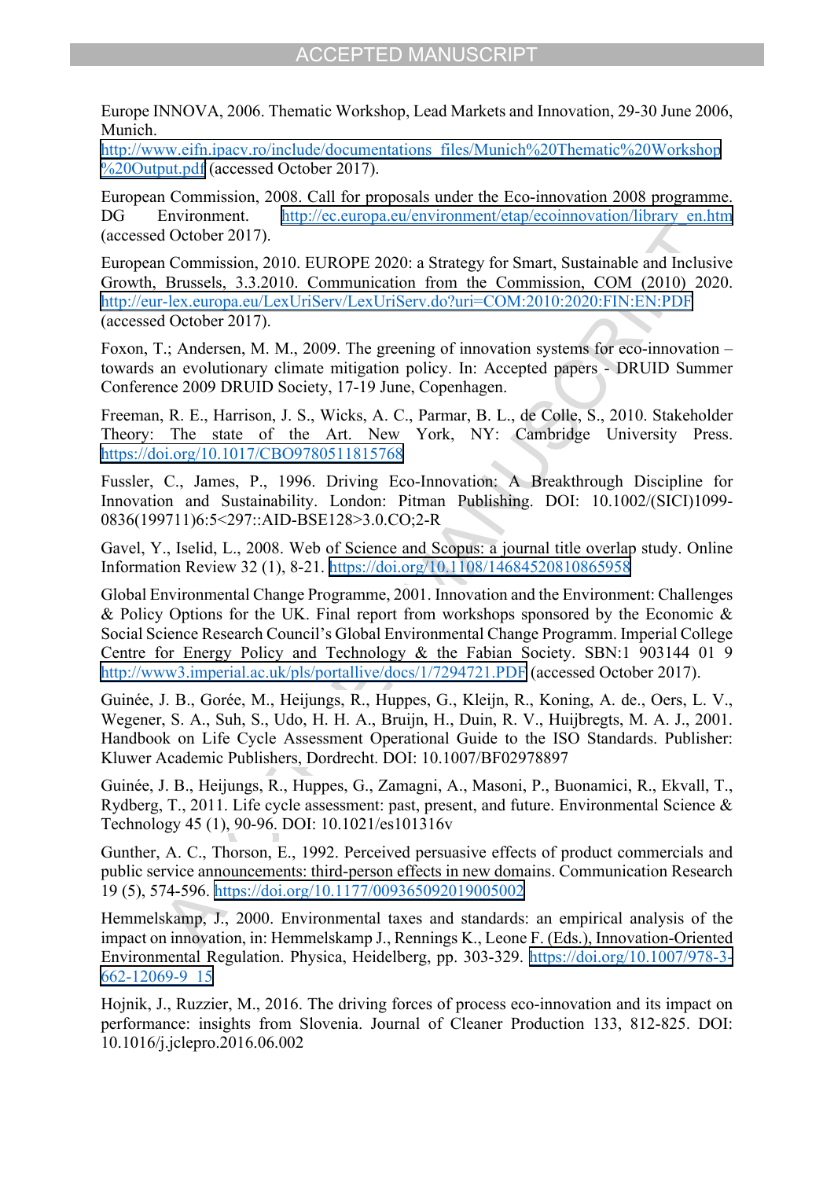Europe INNOVA, 2006. Thematic Workshop, Lead Markets and Innovation, 29-30 June 2006, Munich. http://www.eifn.ipacv.ro/include/documentations_files/Munich%20Thematic%20Workshop%20Output.pdf (accessed October 2017).

European Commission, 2008. Call for proposals under the Eco-innovation 2008 programme. DG Environment. http://ec.europa.eu/environment/etap/ecoinnovation/library_en.htm (accessed October 2017).

European Commission, 2010. EUROPE 2020: a Strategy for Smart, Sustainable and Inclusive Growth, Brussels, 3.3.2010. Communication from the Commission, COM (2010) 2020. http://eur-lex.europa.eu/LexUriServ/LexUriServ.do?uri=COM:2010:2020:FIN:EN:PDF (accessed October 2017).

Foxon, T.; Andersen, M. M., 2009. The greening of innovation systems for eco-innovation – towards an evolutionary climate mitigation policy. In: Accepted papers - DRUID Summer Conference 2009 DRUID Society, 17-19 June, Copenhagen.

Freeman, R. E., Harrison, J. S., Wicks, A. C., Parmar, B. L., de Colle, S., 2010. Stakeholder Theory: The state of the Art. New York, NY: Cambridge University Press. https://doi.org/10.1017/CBO9780511815768

Fussler, C., James, P., 1996. Driving Eco-Innovation: A Breakthrough Discipline for Innovation and Sustainability. London: Pitman Publishing. DOI: 10.1002/(SICI)1099-0836(199711)6:5<297::AID-BSE128>3.0.CO;2-R

Gavel, Y., Iselid, L., 2008. Web of Science and Scopus: a journal title overlap study. Online Information Review 32 (1), 8-21. https://doi.org/10.1108/14684520810865958

Global Environmental Change Programme, 2001. Innovation and the Environment: Challenges & Policy Options for the UK. Final report from workshops sponsored by the Economic & Social Science Research Council's Global Environmental Change Programm. Imperial College Centre for Energy Policy and Technology & the Fabian Society. SBN:1 903144 01 9 http://www3.imperial.ac.uk/pls/portallive/docs/1/7294721.PDF (accessed October 2017).

Guinée, J. B., Gorée, M., Heijungs, R., Huppes, G., Kleijn, R., Koning, A. de., Oers, L. V., Wegener, S. A., Suh, S., Udo, H. H. A., Bruijn, H., Duin, R. V., Huijbregts, M. A. J., 2001. Handbook on Life Cycle Assessment Operational Guide to the ISO Standards. Publisher: Kluwer Academic Publishers, Dordrecht. DOI: 10.1007/BF02978897

Guinée, J. B., Heijungs, R., Huppes, G., Zamagni, A., Masoni, P., Buonamici, R., Ekvall, T., Rydberg, T., 2011. Life cycle assessment: past, present, and future. Environmental Science & Technology 45 (1), 90-96. DOI: 10.1021/es101316v

Gunther, A. C., Thorson, E., 1992. Perceived persuasive effects of product commercials and public service announcements: third-person effects in new domains. Communication Research 19 (5), 574-596. https://doi.org/10.1177/009365092019005002

Hemmelskamp, J., 2000. Environmental taxes and standards: an empirical analysis of the impact on innovation, in: Hemmelskamp J., Rennings K., Leone F. (Eds.), Innovation-Oriented Environmental Regulation. Physica, Heidelberg, pp. 303-329. https://doi.org/10.1007/978-3-662-12069-9_15

Hojnik, J., Ruzzier, M., 2016. The driving forces of process eco-innovation and its impact on performance: insights from Slovenia. Journal of Cleaner Production 133, 812-825. DOI: 10.1016/j.jclepro.2016.06.002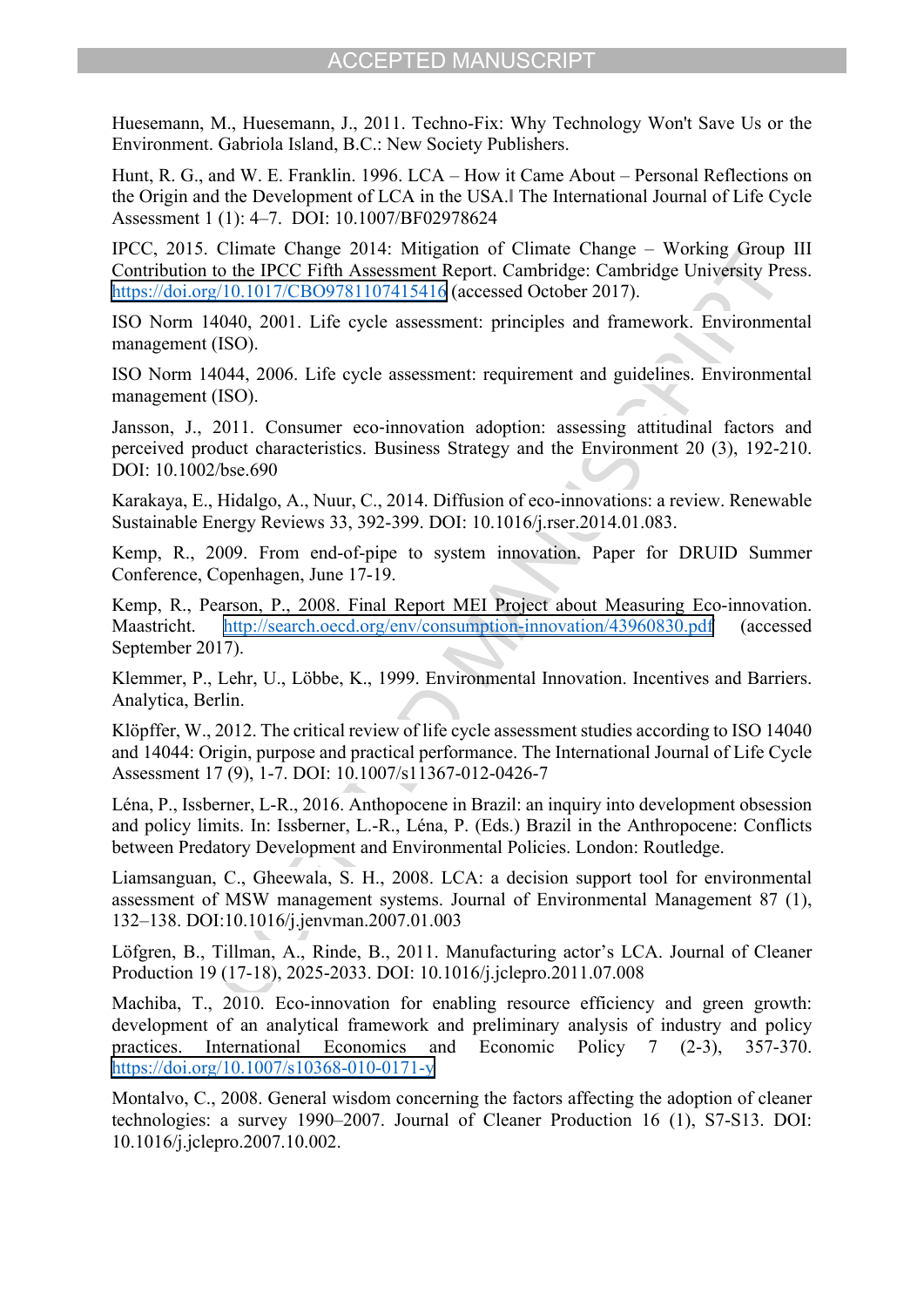Huesemann, M., Huesemann, J., 2011. Techno-Fix: Why Technology Won't Save Us or the Environment. Gabriola Island, B.C.: New Society Publishers.

Hunt, R. G., and W. E. Franklin. 1996. LCA – How it Came About – Personal Reflections on the Origin and the Development of LCA in the USA.‖ The International Journal of Life Cycle Assessment 1 (1): 4–7. DOI: 10.1007/BF02978624

IPCC, 2015. Climate Change 2014: Mitigation of Climate Change – Working Group III Contribution to the IPCC Fifth Assessment Report. Cambridge: Cambridge University Press. https://doi.org/10.1017/CBO9781107415416 (accessed October 2017).

ISO Norm 14040, 2001. Life cycle assessment: principles and framework. Environmental management (ISO).

ISO Norm 14044, 2006. Life cycle assessment: requirement and guidelines. Environmental management (ISO).

Jansson, J., 2011. Consumer eco-innovation adoption: assessing attitudinal factors and perceived product characteristics. Business Strategy and the Environment 20 (3), 192-210. DOI: 10.1002/bse.690

Karakaya, E., Hidalgo, A., Nuur, C., 2014. Diffusion of eco-innovations: a review. Renewable Sustainable Energy Reviews 33, 392-399. DOI: 10.1016/j.rser.2014.01.083.

Kemp, R., 2009. From end-of-pipe to system innovation. Paper for DRUID Summer Conference, Copenhagen, June 17-19.

Kemp, R., Pearson, P., 2008. Final Report MEI Project about Measuring Eco-innovation. Maastricht. http://search.oecd.org/env/consumption-innovation/43960830.pdf (accessed September 2017).

Klemmer, P., Lehr, U., Löbbe, K., 1999. Environmental Innovation. Incentives and Barriers. Analytica, Berlin.

Klöpffer, W., 2012. The critical review of life cycle assessment studies according to ISO 14040 and 14044: Origin, purpose and practical performance. The International Journal of Life Cycle Assessment 17 (9), 1-7. DOI: 10.1007/s11367-012-0426-7

Léna, P., Issberner, L-R., 2016. Anthopocene in Brazil: an inquiry into development obsession and policy limits. In: Issberner, L.-R., Léna, P. (Eds.) Brazil in the Anthropocene: Conflicts between Predatory Development and Environmental Policies. London: Routledge.

Liamsanguan, C., Gheewala, S. H., 2008. LCA: a decision support tool for environmental assessment of MSW management systems. Journal of Environmental Management 87 (1), 132–138. DOI:10.1016/j.jenvman.2007.01.003

Löfgren, B., Tillman, A., Rinde, B., 2011. Manufacturing actor's LCA. Journal of Cleaner Production 19 (17-18), 2025-2033. DOI: 10.1016/j.jclepro.2011.07.008

Machiba, T., 2010. Eco-innovation for enabling resource efficiency and green growth: development of an analytical framework and preliminary analysis of industry and policy practices. International Economics and Economic Policy 7 (2-3), 357-370. https://doi.org/10.1007/s10368-010-0171-y

Montalvo, C., 2008. General wisdom concerning the factors affecting the adoption of cleaner technologies: a survey 1990–2007. Journal of Cleaner Production 16 (1), S7-S13. DOI: 10.1016/j.jclepro.2007.10.002.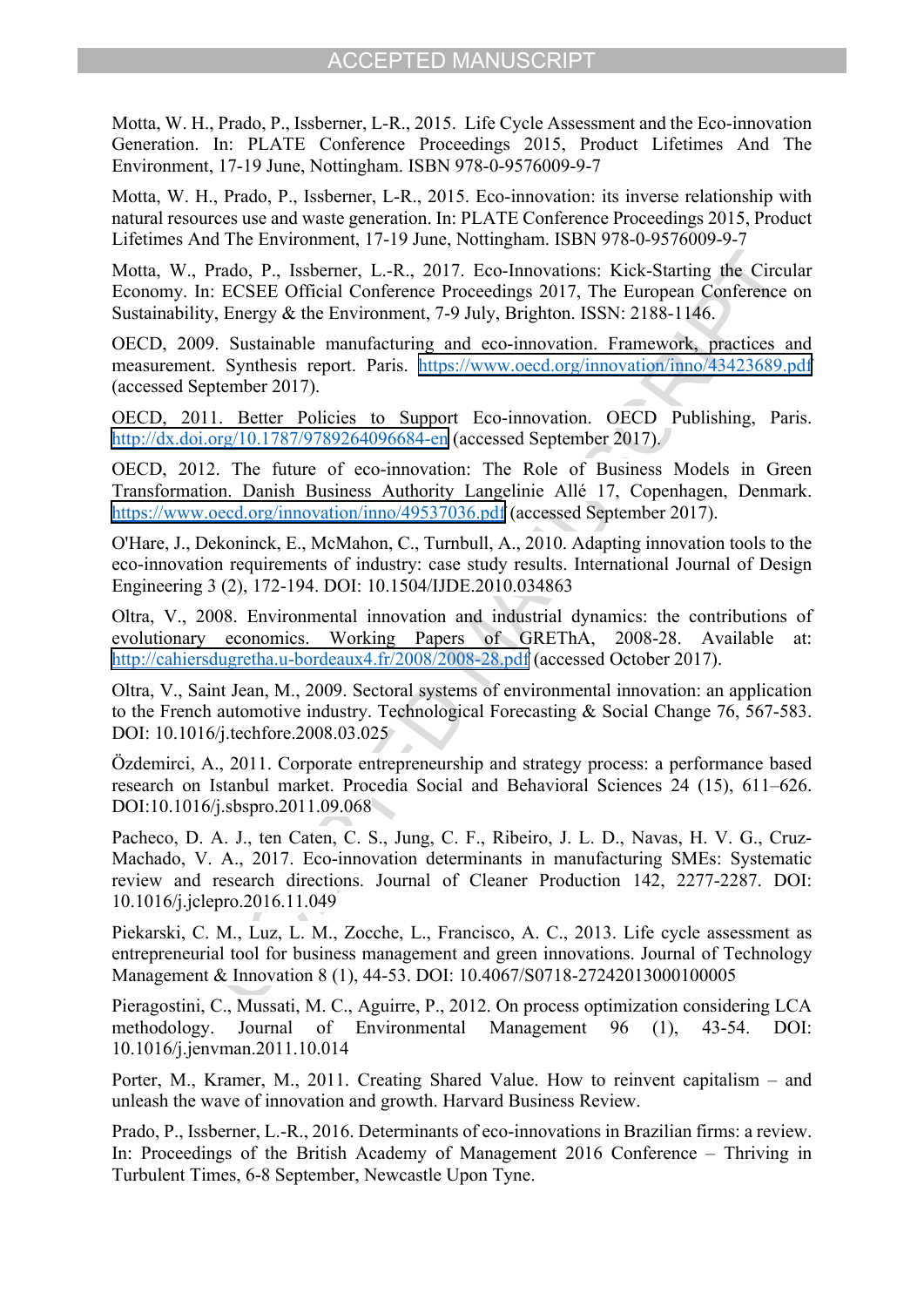Motta, W. H., Prado, P., Issberner, L-R., 2015. Life Cycle Assessment and the Eco-innovation Generation. In: PLATE Conference Proceedings 2015, Product Lifetimes And The Environment, 17-19 June, Nottingham. ISBN 978-0-9576009-9-7

Motta, W. H., Prado, P., Issberner, L-R., 2015. Eco-innovation: its inverse relationship with natural resources use and waste generation. In: PLATE Conference Proceedings 2015, Product Lifetimes And The Environment, 17-19 June, Nottingham. ISBN 978-0-9576009-9-7

Motta, W., Prado, P., Issberner, L.-R., 2017. Eco-Innovations: Kick-Starting the Circular Economy. In: ECSEE Official Conference Proceedings 2017, The European Conference on Sustainability, Energy & the Environment, 7-9 July, Brighton. ISSN: 2188-1146.

OECD, 2009. Sustainable manufacturing and eco-innovation. Framework, practices and measurement. Synthesis report. Paris. https://www.oecd.org/innovation/inno/43423689.pdf (accessed September 2017).

OECD, 2011. Better Policies to Support Eco-innovation. OECD Publishing, Paris. http://dx.doi.org/10.1787/9789264096684-en (accessed September 2017).

OECD, 2012. The future of eco-innovation: The Role of Business Models in Green Transformation. Danish Business Authority Langelinie Allé 17, Copenhagen, Denmark. https://www.oecd.org/innovation/inno/49537036.pdf (accessed September 2017).

O'Hare, J., Dekoninck, E., McMahon, C., Turnbull, A., 2010. Adapting innovation tools to the eco-innovation requirements of industry: case study results. International Journal of Design Engineering 3 (2), 172-194. DOI: 10.1504/IJDE.2010.034863

Oltra, V., 2008. Environmental innovation and industrial dynamics: the contributions of evolutionary economics. Working Papers of GREThA, 2008-28. Available at: http://cahiersdugretha.u-bordeaux4.fr/2008/2008-28.pdf (accessed October 2017).

Oltra, V., Saint Jean, M., 2009. Sectoral systems of environmental innovation: an application to the French automotive industry. Technological Forecasting & Social Change 76, 567-583. DOI: 10.1016/j.techfore.2008.03.025

Özdemirci, A., 2011. Corporate entrepreneurship and strategy process: a performance based research on Istanbul market. Procedia Social and Behavioral Sciences 24 (15), 611–626. DOI:10.1016/j.sbspro.2011.09.068

Pacheco, D. A. J., ten Caten, C. S., Jung, C. F., Ribeiro, J. L. D., Navas, H. V. G., Cruz-Machado, V. A., 2017. Eco-innovation determinants in manufacturing SMEs: Systematic review and research directions. Journal of Cleaner Production 142, 2277-2287. DOI: 10.1016/j.jclepro.2016.11.049

Piekarski, C. M., Luz, L. M., Zocche, L., Francisco, A. C., 2013. Life cycle assessment as entrepreneurial tool for business management and green innovations. Journal of Technology Management & Innovation 8 (1), 44-53. DOI: 10.4067/S0718-27242013000100005

Pieragostini, C., Mussati, M. C., Aguirre, P., 2012. On process optimization considering LCA methodology. Journal of Environmental Management 96 (1), 43-54. DOI: 10.1016/j.jenvman.2011.10.014

Porter, M., Kramer, M., 2011. Creating Shared Value. How to reinvent capitalism – and unleash the wave of innovation and growth. Harvard Business Review.

Prado, P., Issberner, L.-R., 2016. Determinants of eco-innovations in Brazilian firms: a review. In: Proceedings of the British Academy of Management 2016 Conference – Thriving in Turbulent Times, 6-8 September, Newcastle Upon Tyne.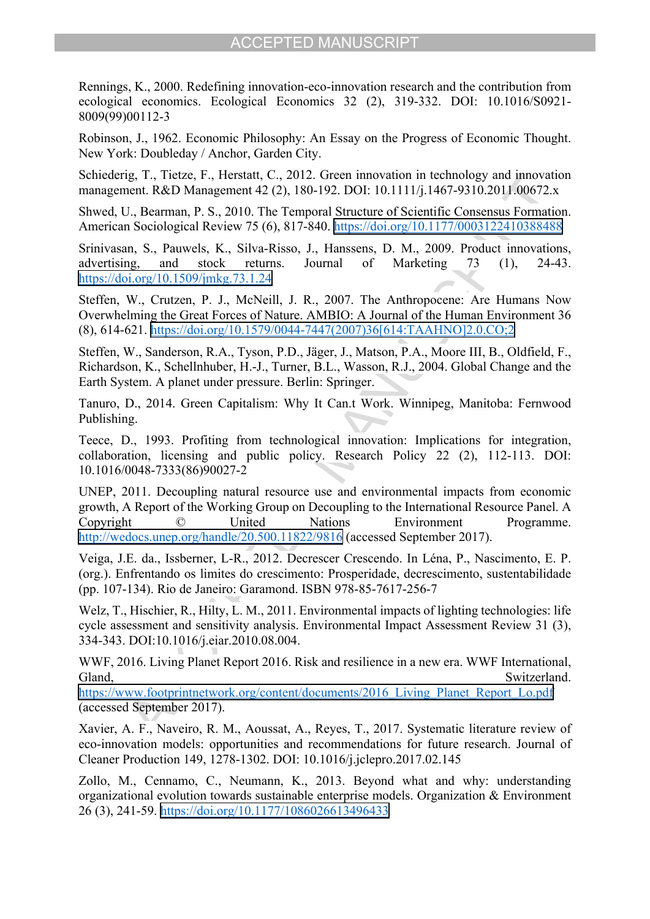Rennings, K., 2000. Redefining innovation-eco-innovation research and the contribution from ecological economics. Ecological Economics 32 (2), 319-332. DOI: 10.1016/S0921-8009(99)00112-3

Robinson, J., 1962. Economic Philosophy: An Essay on the Progress of Economic Thought. New York: Doubleday / Anchor, Garden City.

Schiederig, T., Tietze, F., Herstatt, C., 2012. Green innovation in technology and innovation management. R&D Management 42 (2), 180-192. DOI: 10.1111/j.1467-9310.2011.00672.x

Shwed, U., Bearman, P. S., 2010. The Temporal Structure of Scientific Consensus Formation. American Sociological Review 75 (6), 817-840. https://doi.org/10.1177/0003122410388488

Srinivasan, S., Pauwels, K., Silva-Risso, J., Hanssens, D. M., 2009. Product innovations, advertising, and stock returns. Journal of Marketing 73 (1), 24-43. https://doi.org/10.1509/jmkg.73.1.24

Steffen, W., Crutzen, P. J., McNeill, J. R., 2007. The Anthropocene: Are Humans Now Overwhelming the Great Forces of Nature. AMBIO: A Journal of the Human Environment 36 (8), 614-621. https://doi.org/10.1579/0044-7447(2007)36[614:TAAHNO]2.0.CO;2

Steffen, W., Sanderson, R.A., Tyson, P.D., Jäger, J., Matson, P.A., Moore III, B., Oldfield, F., Richardson, K., Schellnhuber, H.-J., Turner, B.L., Wasson, R.J., 2004. Global Change and the Earth System. A planet under pressure. Berlin: Springer.

Tanuro, D., 2014. Green Capitalism: Why It Can.t Work. Winnipeg, Manitoba: Fernwood Publishing.

Teece, D., 1993. Profiting from technological innovation: Implications for integration, collaboration, licensing and public policy. Research Policy 22 (2), 112-113. DOI: 10.1016/0048-7333(86)90027-2

UNEP, 2011. Decoupling natural resource use and environmental impacts from economic growth, A Report of the Working Group on Decoupling to the International Resource Panel. A Copyright © United Nations Environment Programme. http://wedocs.unep.org/handle/20.500.11822/9816 (accessed September 2017).

Veiga, J.E. da., Issberner, L-R., 2012. Decrescer Crescendo. In Léna, P., Nascimento, E. P. (org.). Enfrentando os limites do crescimento: Prosperidade, decrescimento, sustentabilidade (pp. 107-134). Rio de Janeiro: Garamond. ISBN 978-85-7617-256-7

Welz, T., Hischier, R., Hilty, L. M., 2011. Environmental impacts of lighting technologies: life cycle assessment and sensitivity analysis. Environmental Impact Assessment Review 31 (3), 334-343. DOI:10.1016/j.eiar.2010.08.004.

WWF, 2016. Living Planet Report 2016. Risk and resilience in a new era. WWF International, Gland, Switzerland. https://www.footprintnetwork.org/content/documents/2016_Living_Planet_Report_Lo.pdf (accessed September 2017).

Xavier, A. F., Naveiro, R. M., Aoussat, A., Reyes, T., 2017. Systematic literature review of eco-innovation models: opportunities and recommendations for future research. Journal of Cleaner Production 149, 1278-1302. DOI: 10.1016/j.jclepro.2017.02.145

Zollo, M., Cennamo, C., Neumann, K., 2013. Beyond what and why: understanding organizational evolution towards sustainable enterprise models. Organization & Environment 26 (3), 241-59. https://doi.org/10.1177/1086026613496433